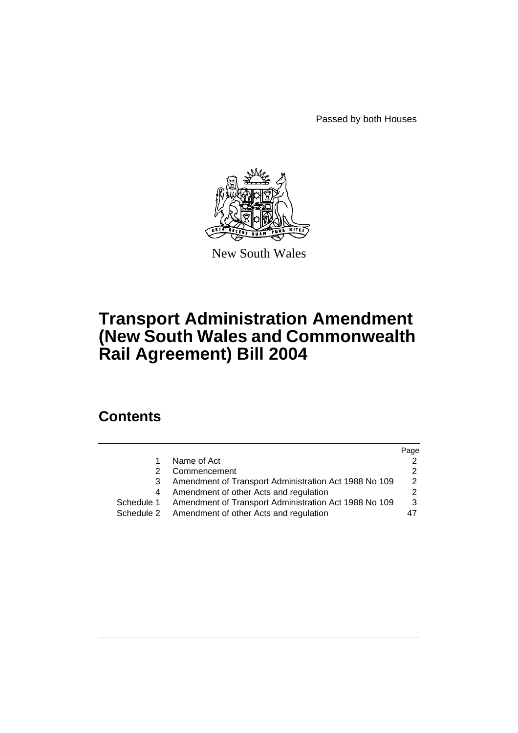Passed by both Houses

New South Wales

# Transport Administration Amendment (New South Wales and Commonwealth Rail Agreement) Bill 2004

## Contents

| | | Page |
|---|---|---|
| 1 | Name of Act | 2 |
| 2 | Commencement | 2 |
| 3 | Amendment of Transport Administration Act 1988 No 109 | 2 |
| 4 | Amendment of other Acts and regulation | 2 |
| Schedule 1 | Amendment of Transport Administration Act 1988 No 109 | 3 |
| Schedule 2 | Amendment of other Acts and regulation | 47 |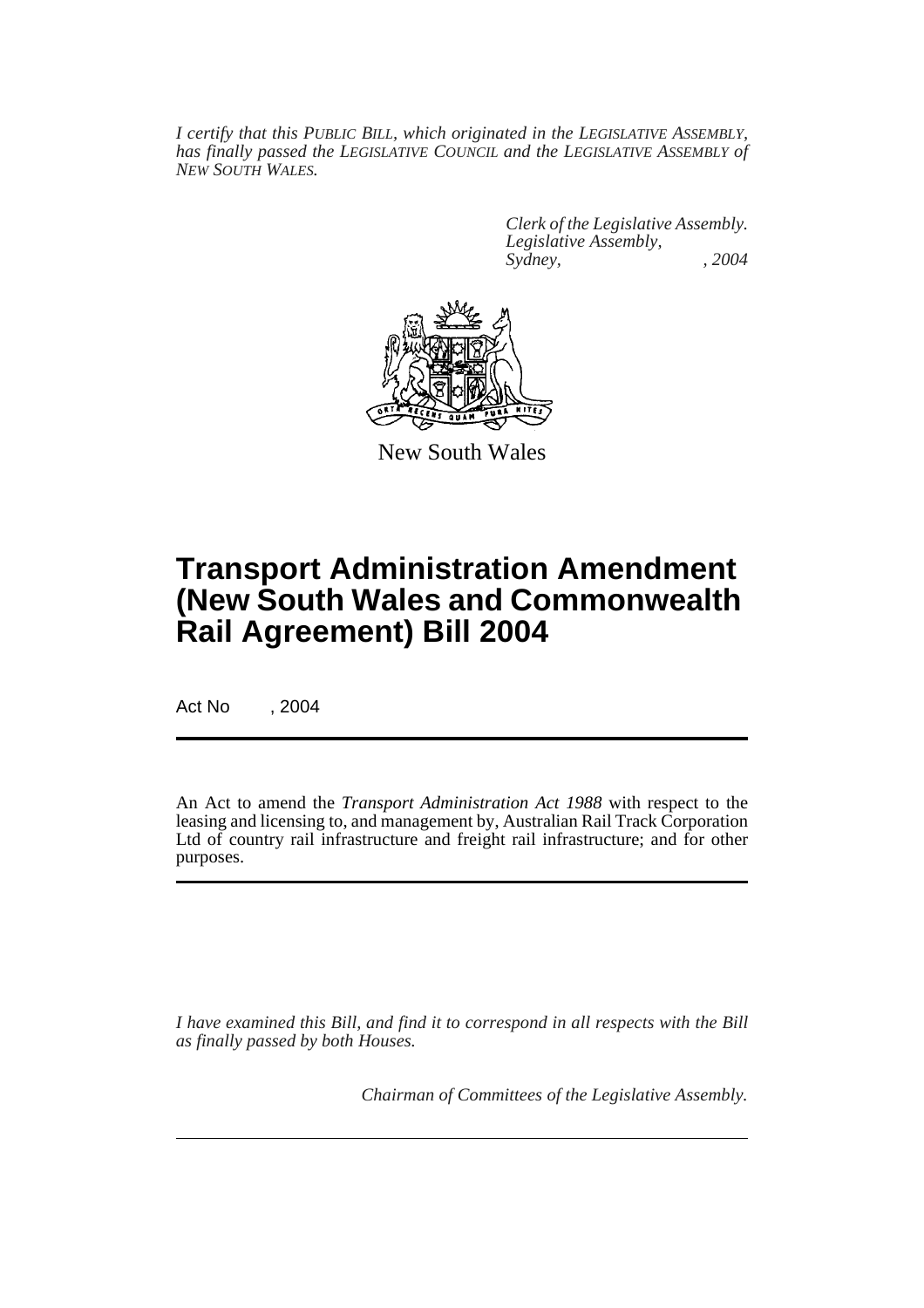*I certify that this PUBLIC BILL, which originated in the LEGISLATIVE ASSEMBLY, has finally passed the LEGISLATIVE COUNCIL and the LEGISLATIVE ASSEMBLY of NEW SOUTH WALES.*

*Clerk of the Legislative Assembly.*
*Legislative Assembly,*
*Sydney, , 2004*

New South Wales

# Transport Administration Amendment (New South Wales and Commonwealth Rail Agreement) Bill 2004

Act No , 2004

An Act to amend the *Transport Administration Act 1988* with respect to the leasing and licensing to, and management by, Australian Rail Track Corporation Ltd of country rail infrastructure and freight rail infrastructure; and for other purposes.

*I have examined this Bill, and find it to correspond in all respects with the Bill as finally passed by both Houses.*

*Chairman of Committees of the Legislative Assembly.*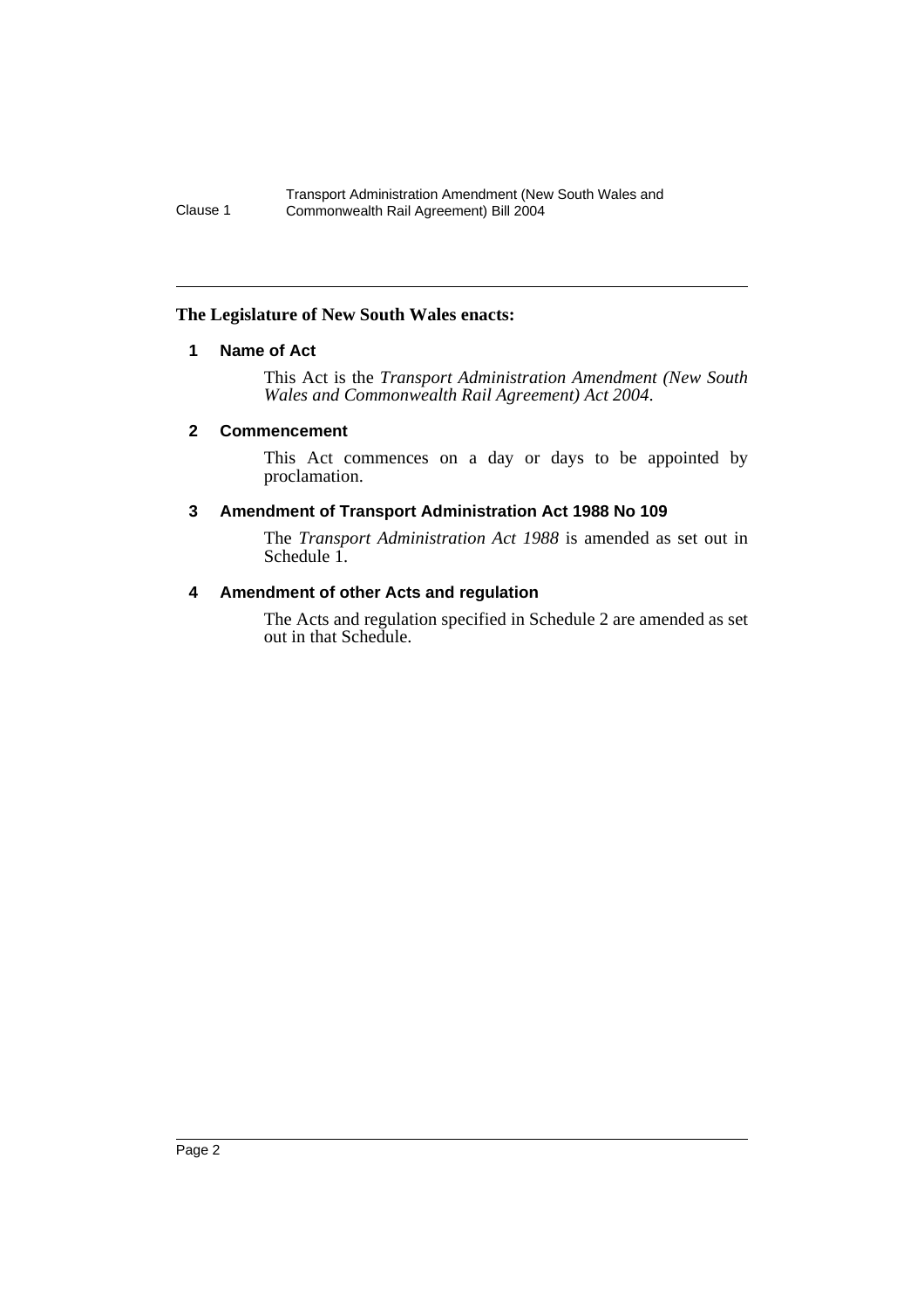**The Legislature of New South Wales enacts:**

## 1 Name of Act

This Act is the *Transport Administration Amendment (New South Wales and Commonwealth Rail Agreement) Act 2004*.

## 2 Commencement

This Act commences on a day or days to be appointed by proclamation.

## 3 Amendment of Transport Administration Act 1988 No 109

The *Transport Administration Act 1988* is amended as set out in Schedule 1.

## 4 Amendment of other Acts and regulation

The Acts and regulation specified in Schedule 2 are amended as set out in that Schedule.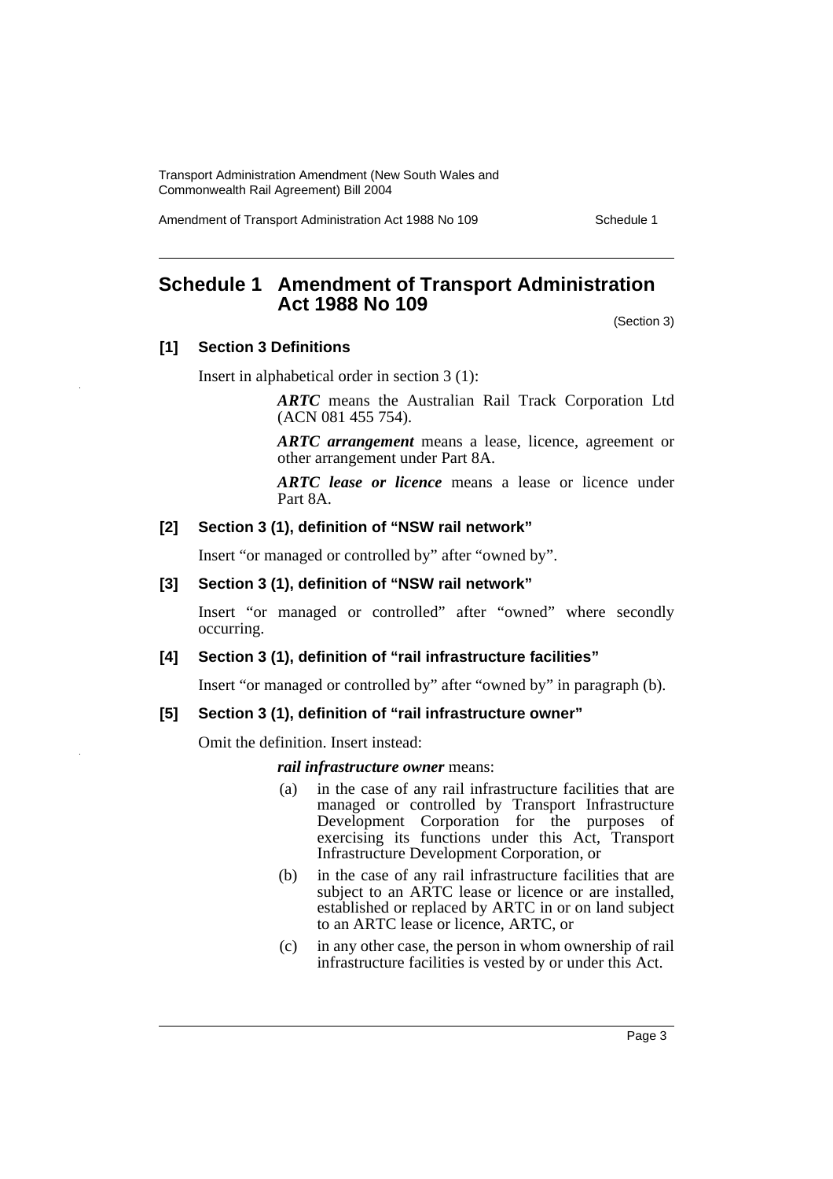## Schedule 1 Amendment of Transport Administration Act 1988 No 109

(Section 3)

### [1] Section 3 Definitions

Insert in alphabetical order in section 3 (1):

> ***ARTC*** means the Australian Rail Track Corporation Ltd (ACN 081 455 754).
>
> ***ARTC arrangement*** means a lease, licence, agreement or other arrangement under Part 8A.
>
> ***ARTC lease or licence*** means a lease or licence under Part 8A.

### [2] Section 3 (1), definition of "NSW rail network"

Insert "or managed or controlled by" after "owned by".

### [3] Section 3 (1), definition of "NSW rail network"

Insert "or managed or controlled" after "owned" where secondly occurring.

### [4] Section 3 (1), definition of "rail infrastructure facilities"

Insert "or managed or controlled by" after "owned by" in paragraph (b).

### [5] Section 3 (1), definition of "rail infrastructure owner"

Omit the definition. Insert instead:

> ***rail infrastructure owner*** means:
>
> (a) in the case of any rail infrastructure facilities that are managed or controlled by Transport Infrastructure Development Corporation for the purposes of exercising its functions under this Act, Transport Infrastructure Development Corporation, or
>
> (b) in the case of any rail infrastructure facilities that are subject to an ARTC lease or licence or are installed, established or replaced by ARTC in or on land subject to an ARTC lease or licence, ARTC, or
>
> (c) in any other case, the person in whom ownership of rail infrastructure facilities is vested by or under this Act.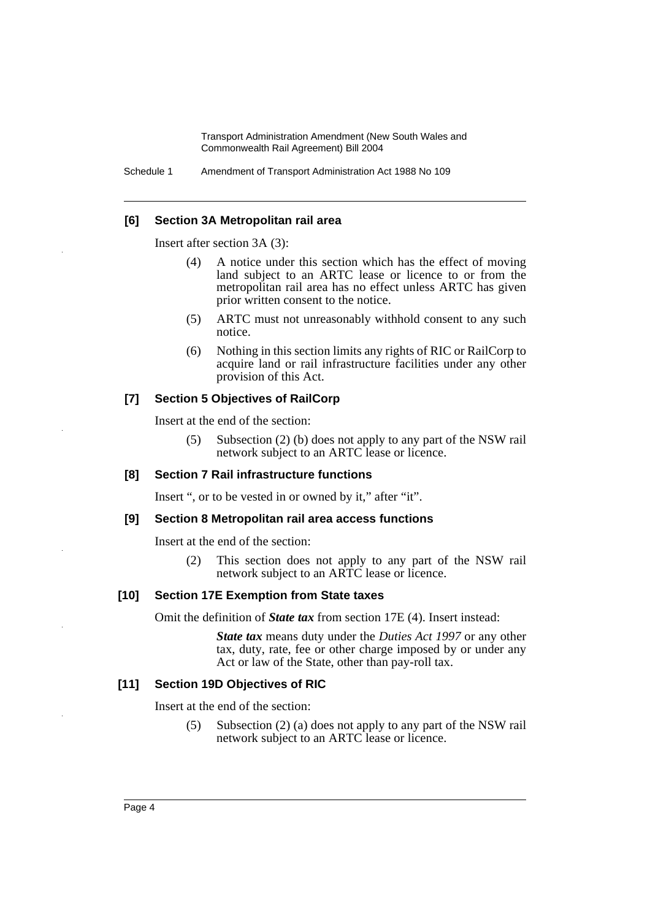### [6] Section 3A Metropolitan rail area

Insert after section 3A (3):

(4) A notice under this section which has the effect of moving land subject to an ARTC lease or licence to or from the metropolitan rail area has no effect unless ARTC has given prior written consent to the notice.

(5) ARTC must not unreasonably withhold consent to any such notice.

(6) Nothing in this section limits any rights of RIC or RailCorp to acquire land or rail infrastructure facilities under any other provision of this Act.

### [7] Section 5 Objectives of RailCorp

Insert at the end of the section:

(5) Subsection (2) (b) does not apply to any part of the NSW rail network subject to an ARTC lease or licence.

### [8] Section 7 Rail infrastructure functions

Insert ", or to be vested in or owned by it," after "it".

### [9] Section 8 Metropolitan rail area access functions

Insert at the end of the section:

(2) This section does not apply to any part of the NSW rail network subject to an ARTC lease or licence.

### [10] Section 17E Exemption from State taxes

Omit the definition of ***State tax*** from section 17E (4). Insert instead:

> ***State tax*** means duty under the *Duties Act 1997* or any other tax, duty, rate, fee or other charge imposed by or under any Act or law of the State, other than pay-roll tax.

### [11] Section 19D Objectives of RIC

Insert at the end of the section:

(5) Subsection (2) (a) does not apply to any part of the NSW rail network subject to an ARTC lease or licence.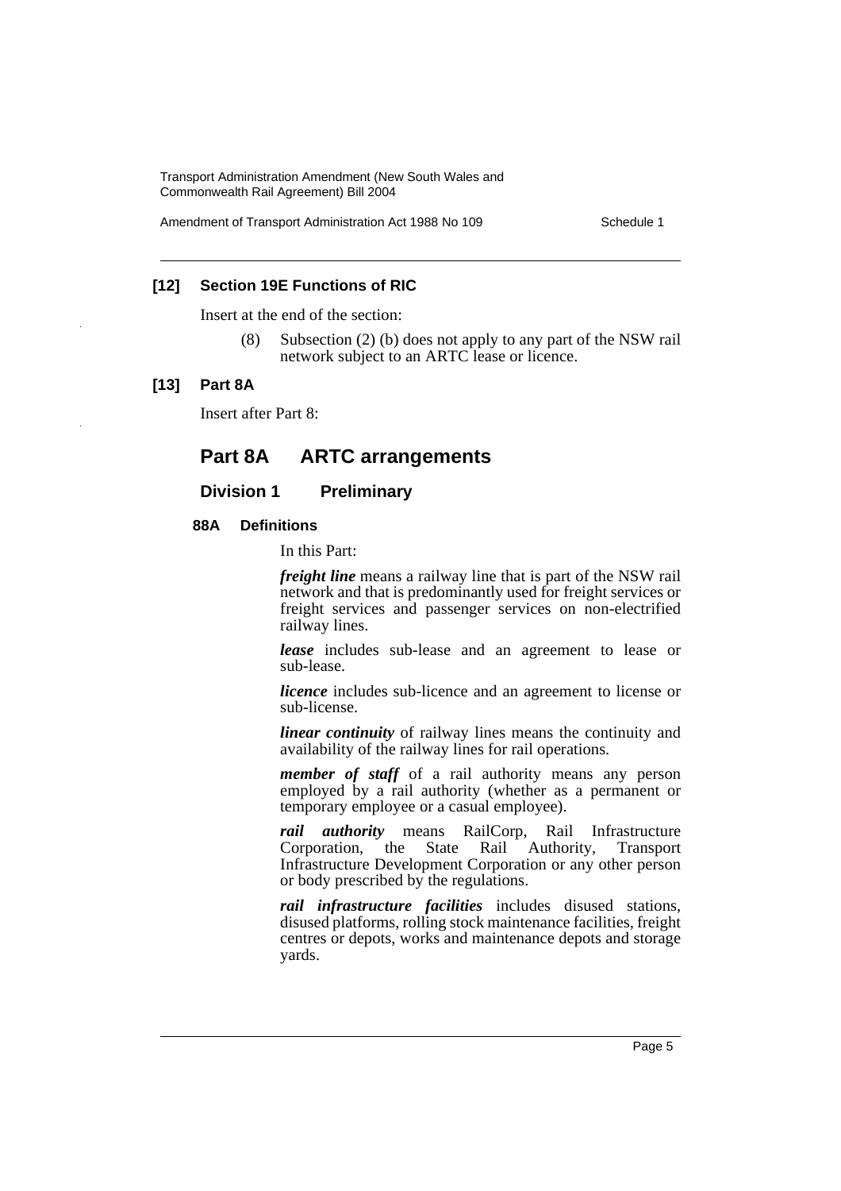### [12] Section 19E Functions of RIC

Insert at the end of the section:

(8) Subsection (2) (b) does not apply to any part of the NSW rail network subject to an ARTC lease or licence.

### [13] Part 8A

Insert after Part 8:

# Part 8A ARTC arrangements

## Division 1 Preliminary

### 88A Definitions

In this Part:

***freight line*** means a railway line that is part of the NSW rail network and that is predominantly used for freight services or freight services and passenger services on non-electrified railway lines.

***lease*** includes sub-lease and an agreement to lease or sub-lease.

***licence*** includes sub-licence and an agreement to license or sub-license.

***linear continuity*** of railway lines means the continuity and availability of the railway lines for rail operations.

***member of staff*** of a rail authority means any person employed by a rail authority (whether as a permanent or temporary employee or a casual employee).

***rail authority*** means RailCorp, Rail Infrastructure Corporation, the State Rail Authority, Transport Infrastructure Development Corporation or any other person or body prescribed by the regulations.

***rail infrastructure facilities*** includes disused stations, disused platforms, rolling stock maintenance facilities, freight centres or depots, works and maintenance depots and storage yards.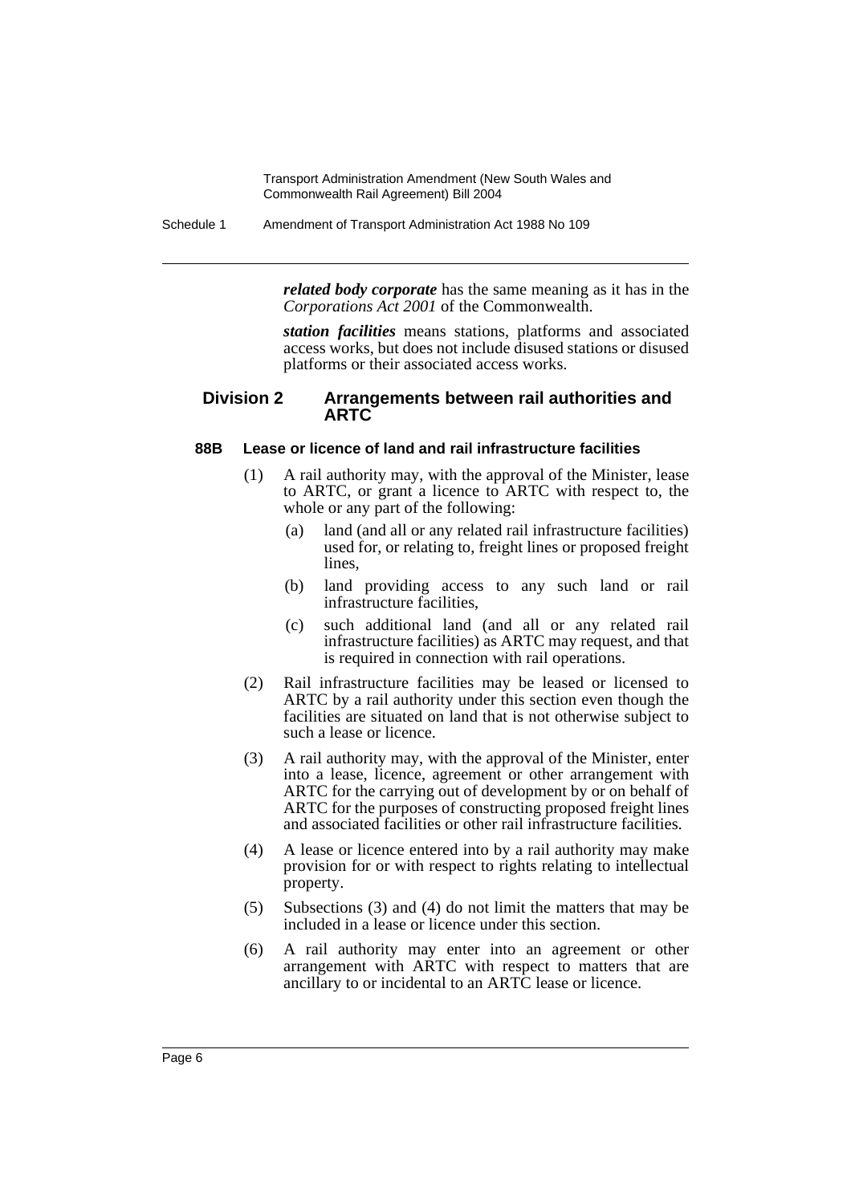***related body corporate*** has the same meaning as it has in the *Corporations Act 2001* of the Commonwealth.

***station facilities*** means stations, platforms and associated access works, but does not include disused stations or disused platforms or their associated access works.

## Division 2 Arrangements between rail authorities and ARTC

### 88B Lease or licence of land and rail infrastructure facilities

(1) A rail authority may, with the approval of the Minister, lease to ARTC, or grant a licence to ARTC with respect to, the whole or any part of the following:

- (a) land (and all or any related rail infrastructure facilities) used for, or relating to, freight lines or proposed freight lines,
- (b) land providing access to any such land or rail infrastructure facilities,
- (c) such additional land (and all or any related rail infrastructure facilities) as ARTC may request, and that is required in connection with rail operations.

(2) Rail infrastructure facilities may be leased or licensed to ARTC by a rail authority under this section even though the facilities are situated on land that is not otherwise subject to such a lease or licence.

(3) A rail authority may, with the approval of the Minister, enter into a lease, licence, agreement or other arrangement with ARTC for the carrying out of development by or on behalf of ARTC for the purposes of constructing proposed freight lines and associated facilities or other rail infrastructure facilities.

(4) A lease or licence entered into by a rail authority may make provision for or with respect to rights relating to intellectual property.

(5) Subsections (3) and (4) do not limit the matters that may be included in a lease or licence under this section.

(6) A rail authority may enter into an agreement or other arrangement with ARTC with respect to matters that are ancillary to or incidental to an ARTC lease or licence.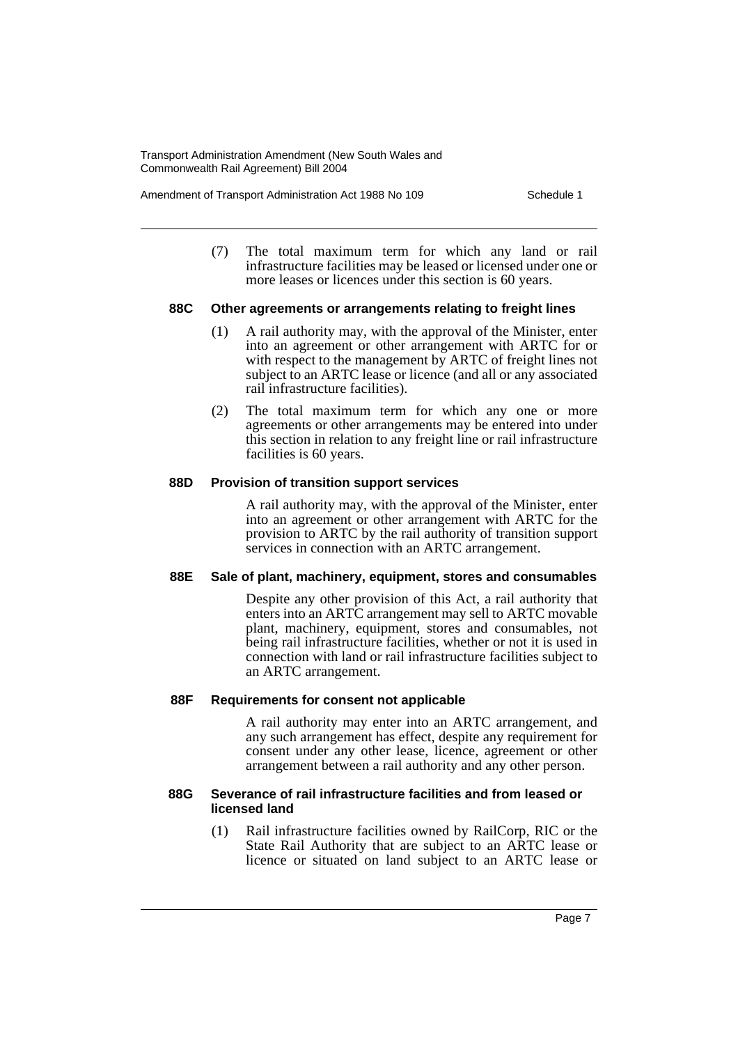(7) The total maximum term for which any land or rail infrastructure facilities may be leased or licensed under one or more leases or licences under this section is 60 years.

**88C Other agreements or arrangements relating to freight lines**

(1) A rail authority may, with the approval of the Minister, enter into an agreement or other arrangement with ARTC for or with respect to the management by ARTC of freight lines not subject to an ARTC lease or licence (and all or any associated rail infrastructure facilities).

(2) The total maximum term for which any one or more agreements or other arrangements may be entered into under this section in relation to any freight line or rail infrastructure facilities is 60 years.

**88D Provision of transition support services**

A rail authority may, with the approval of the Minister, enter into an agreement or other arrangement with ARTC for the provision to ARTC by the rail authority of transition support services in connection with an ARTC arrangement.

**88E Sale of plant, machinery, equipment, stores and consumables**

Despite any other provision of this Act, a rail authority that enters into an ARTC arrangement may sell to ARTC movable plant, machinery, equipment, stores and consumables, not being rail infrastructure facilities, whether or not it is used in connection with land or rail infrastructure facilities subject to an ARTC arrangement.

**88F Requirements for consent not applicable**

A rail authority may enter into an ARTC arrangement, and any such arrangement has effect, despite any requirement for consent under any other lease, licence, agreement or other arrangement between a rail authority and any other person.

**88G Severance of rail infrastructure facilities and from leased or licensed land**

(1) Rail infrastructure facilities owned by RailCorp, RIC or the State Rail Authority that are subject to an ARTC lease or licence or situated on land subject to an ARTC lease or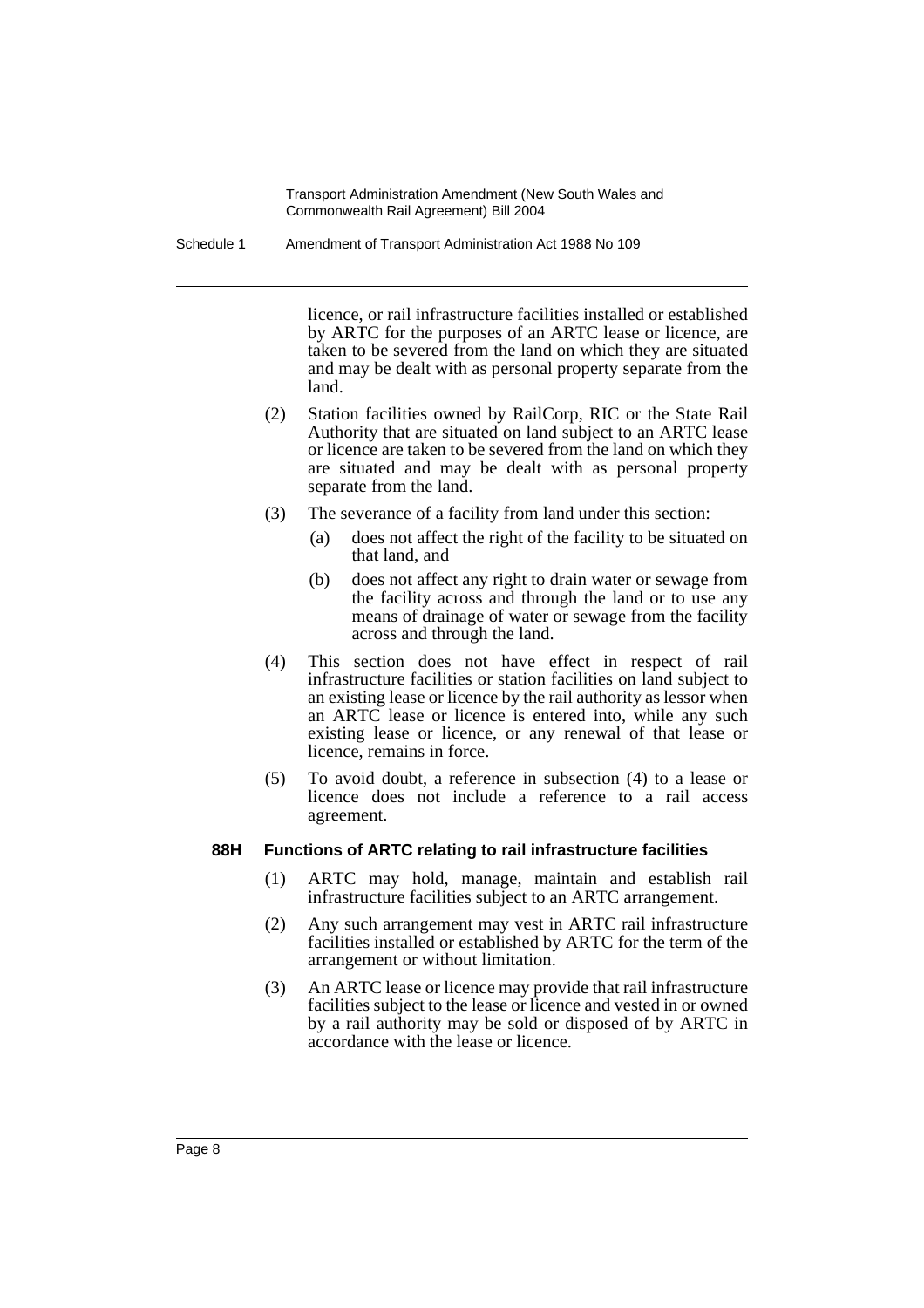licence, or rail infrastructure facilities installed or established by ARTC for the purposes of an ARTC lease or licence, are taken to be severed from the land on which they are situated and may be dealt with as personal property separate from the land.

(2) Station facilities owned by RailCorp, RIC or the State Rail Authority that are situated on land subject to an ARTC lease or licence are taken to be severed from the land on which they are situated and may be dealt with as personal property separate from the land.

(3) The severance of a facility from land under this section:

(a) does not affect the right of the facility to be situated on that land, and

(b) does not affect any right to drain water or sewage from the facility across and through the land or to use any means of drainage of water or sewage from the facility across and through the land.

(4) This section does not have effect in respect of rail infrastructure facilities or station facilities on land subject to an existing lease or licence by the rail authority as lessor when an ARTC lease or licence is entered into, while any such existing lease or licence, or any renewal of that lease or licence, remains in force.

(5) To avoid doubt, a reference in subsection (4) to a lease or licence does not include a reference to a rail access agreement.

**88H Functions of ARTC relating to rail infrastructure facilities**

(1) ARTC may hold, manage, maintain and establish rail infrastructure facilities subject to an ARTC arrangement.

(2) Any such arrangement may vest in ARTC rail infrastructure facilities installed or established by ARTC for the term of the arrangement or without limitation.

(3) An ARTC lease or licence may provide that rail infrastructure facilities subject to the lease or licence and vested in or owned by a rail authority may be sold or disposed of by ARTC in accordance with the lease or licence.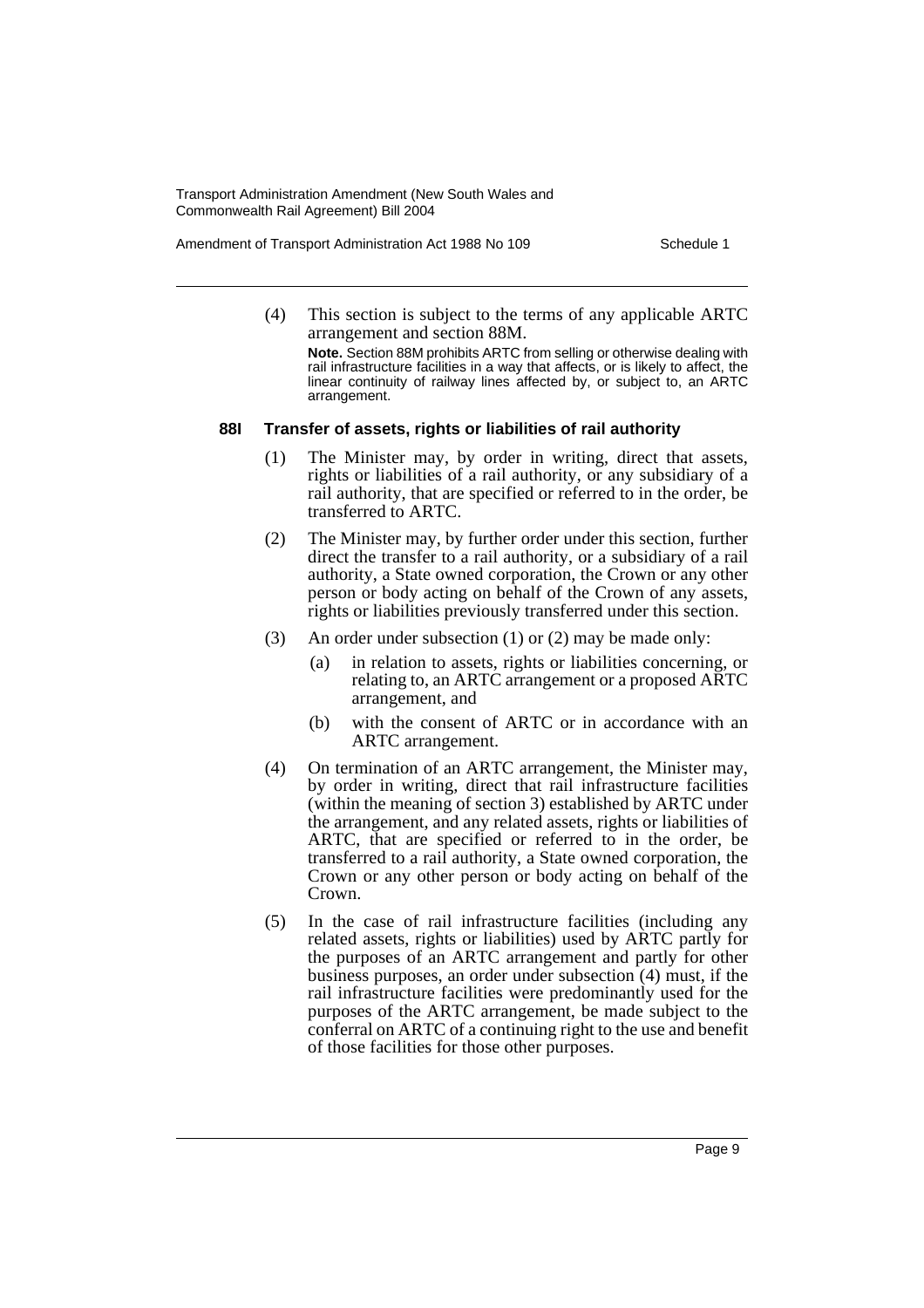(4) This section is subject to the terms of any applicable ARTC arrangement and section 88M.

**Note.** Section 88M prohibits ARTC from selling or otherwise dealing with rail infrastructure facilities in a way that affects, or is likely to affect, the linear continuity of railway lines affected by, or subject to, an ARTC arrangement.

### 88I Transfer of assets, rights or liabilities of rail authority

(1) The Minister may, by order in writing, direct that assets, rights or liabilities of a rail authority, or any subsidiary of a rail authority, that are specified or referred to in the order, be transferred to ARTC.

(2) The Minister may, by further order under this section, further direct the transfer to a rail authority, or a subsidiary of a rail authority, a State owned corporation, the Crown or any other person or body acting on behalf of the Crown of any assets, rights or liabilities previously transferred under this section.

(3) An order under subsection (1) or (2) may be made only:

- (a) in relation to assets, rights or liabilities concerning, or relating to, an ARTC arrangement or a proposed ARTC arrangement, and
- (b) with the consent of ARTC or in accordance with an ARTC arrangement.

(4) On termination of an ARTC arrangement, the Minister may, by order in writing, direct that rail infrastructure facilities (within the meaning of section 3) established by ARTC under the arrangement, and any related assets, rights or liabilities of ARTC, that are specified or referred to in the order, be transferred to a rail authority, a State owned corporation, the Crown or any other person or body acting on behalf of the Crown.

(5) In the case of rail infrastructure facilities (including any related assets, rights or liabilities) used by ARTC partly for the purposes of an ARTC arrangement and partly for other business purposes, an order under subsection (4) must, if the rail infrastructure facilities were predominantly used for the purposes of the ARTC arrangement, be made subject to the conferral on ARTC of a continuing right to the use and benefit of those facilities for those other purposes.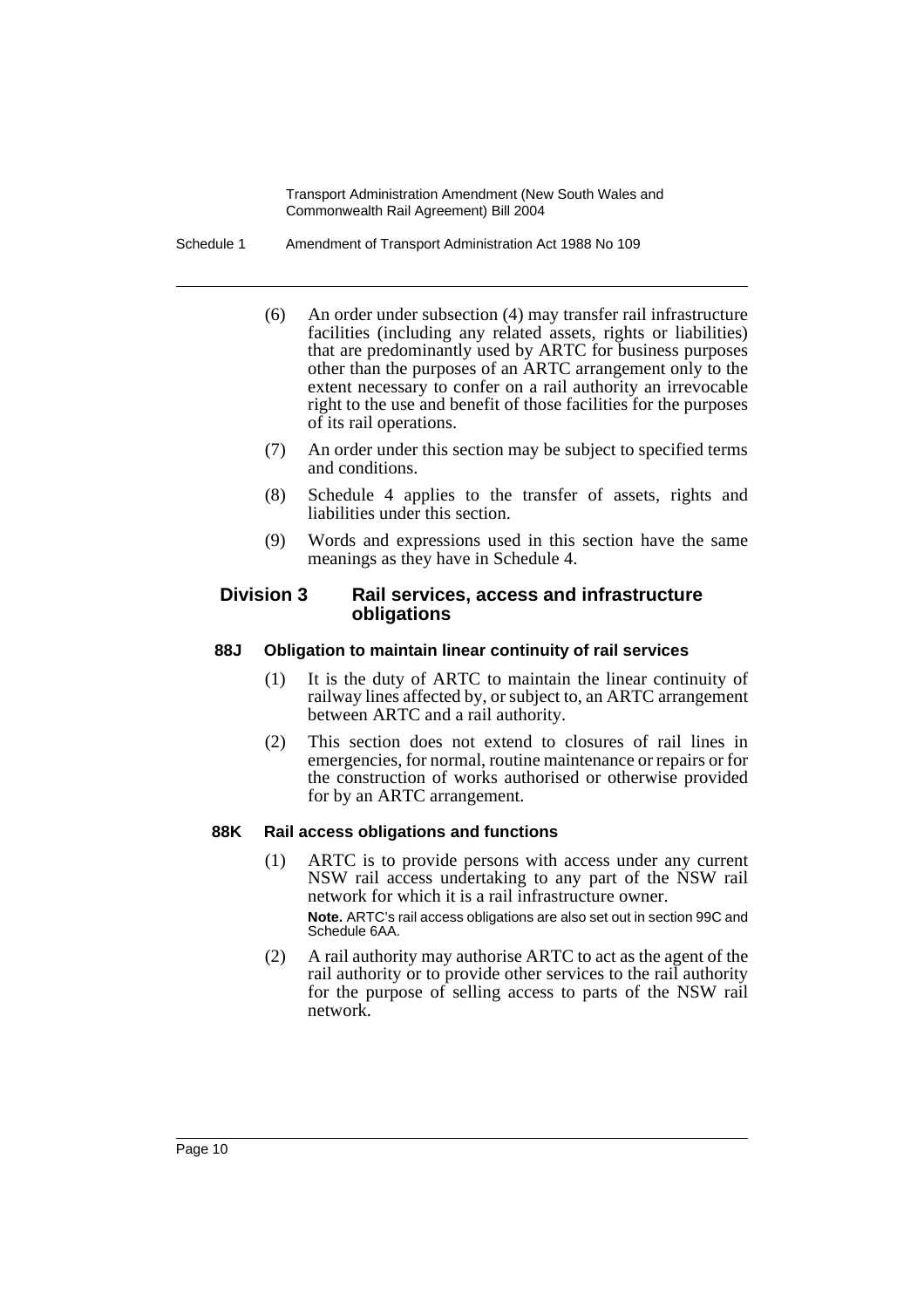(6) An order under subsection (4) may transfer rail infrastructure facilities (including any related assets, rights or liabilities) that are predominantly used by ARTC for business purposes other than the purposes of an ARTC arrangement only to the extent necessary to confer on a rail authority an irrevocable right to the use and benefit of those facilities for the purposes of its rail operations.

(7) An order under this section may be subject to specified terms and conditions.

(8) Schedule 4 applies to the transfer of assets, rights and liabilities under this section.

(9) Words and expressions used in this section have the same meanings as they have in Schedule 4.

## Division 3 Rail services, access and infrastructure obligations

### 88J Obligation to maintain linear continuity of rail services

(1) It is the duty of ARTC to maintain the linear continuity of railway lines affected by, or subject to, an ARTC arrangement between ARTC and a rail authority.

(2) This section does not extend to closures of rail lines in emergencies, for normal, routine maintenance or repairs or for the construction of works authorised or otherwise provided for by an ARTC arrangement.

### 88K Rail access obligations and functions

(1) ARTC is to provide persons with access under any current NSW rail access undertaking to any part of the NSW rail network for which it is a rail infrastructure owner.

**Note.** ARTC's rail access obligations are also set out in section 99C and Schedule 6AA.

(2) A rail authority may authorise ARTC to act as the agent of the rail authority or to provide other services to the rail authority for the purpose of selling access to parts of the NSW rail network.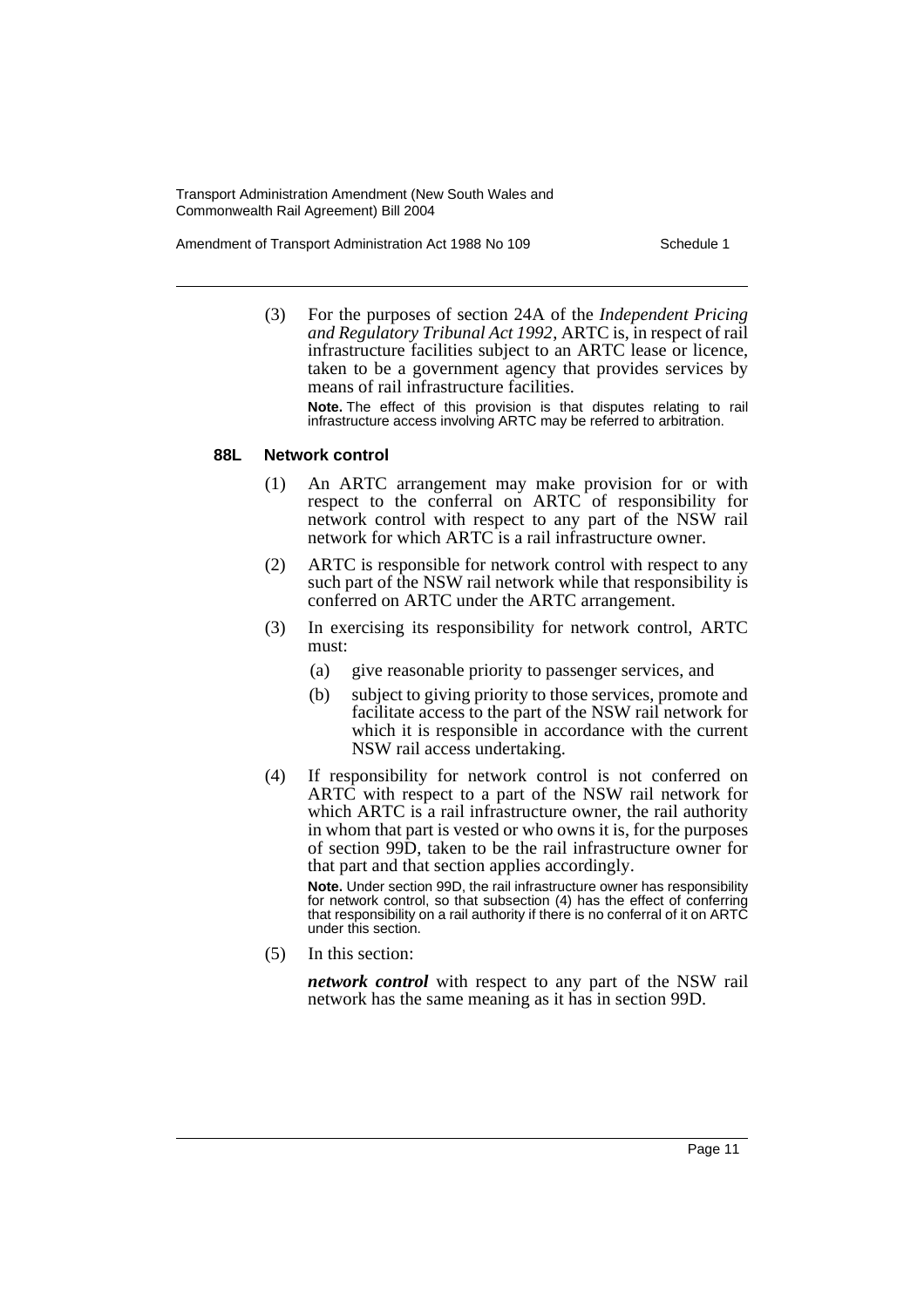(3) For the purposes of section 24A of the *Independent Pricing and Regulatory Tribunal Act 1992*, ARTC is, in respect of rail infrastructure facilities subject to an ARTC lease or licence, taken to be a government agency that provides services by means of rail infrastructure facilities.

**Note.** The effect of this provision is that disputes relating to rail infrastructure access involving ARTC may be referred to arbitration.

### 88L Network control

(1) An ARTC arrangement may make provision for or with respect to the conferral on ARTC of responsibility for network control with respect to any part of the NSW rail network for which ARTC is a rail infrastructure owner.

(2) ARTC is responsible for network control with respect to any such part of the NSW rail network while that responsibility is conferred on ARTC under the ARTC arrangement.

(3) In exercising its responsibility for network control, ARTC must:

- (a) give reasonable priority to passenger services, and
- (b) subject to giving priority to those services, promote and facilitate access to the part of the NSW rail network for which it is responsible in accordance with the current NSW rail access undertaking.

(4) If responsibility for network control is not conferred on ARTC with respect to a part of the NSW rail network for which ARTC is a rail infrastructure owner, the rail authority in whom that part is vested or who owns it is, for the purposes of section 99D, taken to be the rail infrastructure owner for that part and that section applies accordingly.

**Note.** Under section 99D, the rail infrastructure owner has responsibility for network control, so that subsection (4) has the effect of conferring that responsibility on a rail authority if there is no conferral of it on ARTC under this section.

(5) In this section:

***network control*** with respect to any part of the NSW rail network has the same meaning as it has in section 99D.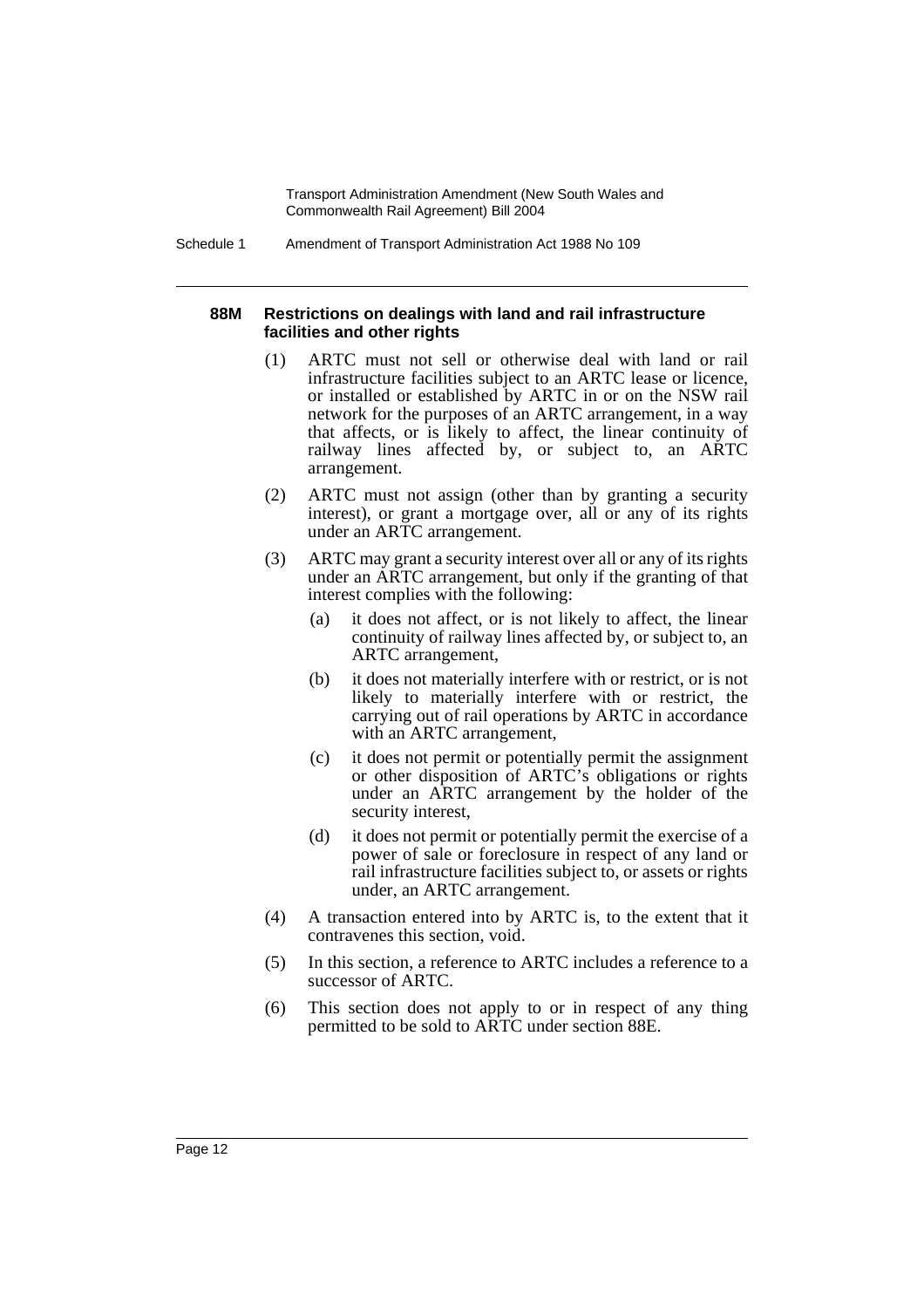#### 88M Restrictions on dealings with land and rail infrastructure facilities and other rights

(1) ARTC must not sell or otherwise deal with land or rail infrastructure facilities subject to an ARTC lease or licence, or installed or established by ARTC in or on the NSW rail network for the purposes of an ARTC arrangement, in a way that affects, or is likely to affect, the linear continuity of railway lines affected by, or subject to, an ARTC arrangement.

(2) ARTC must not assign (other than by granting a security interest), or grant a mortgage over, all or any of its rights under an ARTC arrangement.

(3) ARTC may grant a security interest over all or any of its rights under an ARTC arrangement, but only if the granting of that interest complies with the following:

- (a) it does not affect, or is not likely to affect, the linear continuity of railway lines affected by, or subject to, an ARTC arrangement,
- (b) it does not materially interfere with or restrict, or is not likely to materially interfere with or restrict, the carrying out of rail operations by ARTC in accordance with an ARTC arrangement,
- (c) it does not permit or potentially permit the assignment or other disposition of ARTC's obligations or rights under an ARTC arrangement by the holder of the security interest,
- (d) it does not permit or potentially permit the exercise of a power of sale or foreclosure in respect of any land or rail infrastructure facilities subject to, or assets or rights under, an ARTC arrangement.

(4) A transaction entered into by ARTC is, to the extent that it contravenes this section, void.

(5) In this section, a reference to ARTC includes a reference to a successor of ARTC.

(6) This section does not apply to or in respect of any thing permitted to be sold to ARTC under section 88E.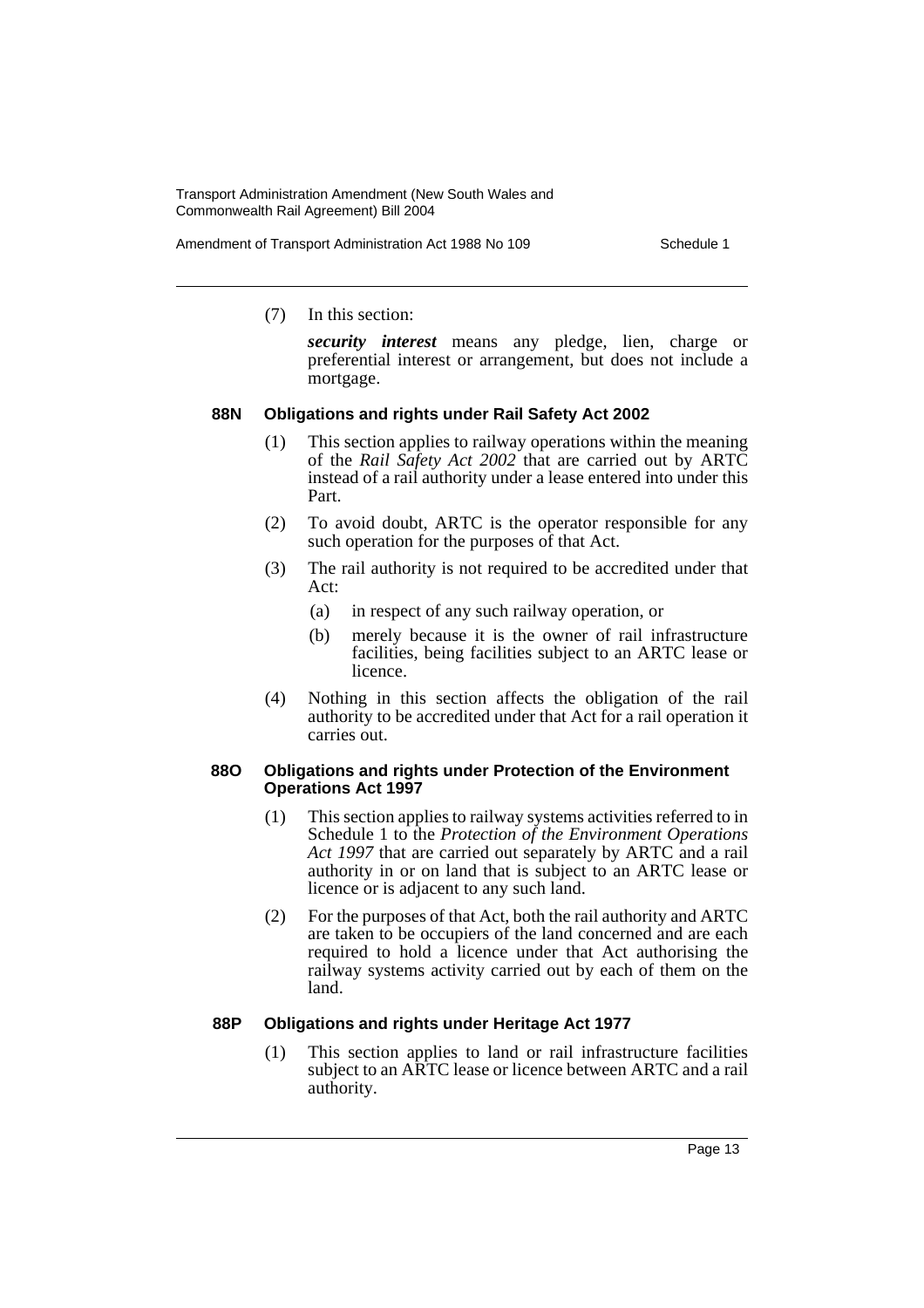(7) In this section:

***security interest*** means any pledge, lien, charge or preferential interest or arrangement, but does not include a mortgage.

#### 88N Obligations and rights under Rail Safety Act 2002

(1) This section applies to railway operations within the meaning of the *Rail Safety Act 2002* that are carried out by ARTC instead of a rail authority under a lease entered into under this Part.

(2) To avoid doubt, ARTC is the operator responsible for any such operation for the purposes of that Act.

(3) The rail authority is not required to be accredited under that Act:

- (a) in respect of any such railway operation, or
- (b) merely because it is the owner of rail infrastructure facilities, being facilities subject to an ARTC lease or licence.

(4) Nothing in this section affects the obligation of the rail authority to be accredited under that Act for a rail operation it carries out.

#### 88O Obligations and rights under Protection of the Environment Operations Act 1997

(1) This section applies to railway systems activities referred to in Schedule 1 to the *Protection of the Environment Operations Act 1997* that are carried out separately by ARTC and a rail authority in or on land that is subject to an ARTC lease or licence or is adjacent to any such land.

(2) For the purposes of that Act, both the rail authority and ARTC are taken to be occupiers of the land concerned and are each required to hold a licence under that Act authorising the railway systems activity carried out by each of them on the land.

#### 88P Obligations and rights under Heritage Act 1977

(1) This section applies to land or rail infrastructure facilities subject to an ARTC lease or licence between ARTC and a rail authority.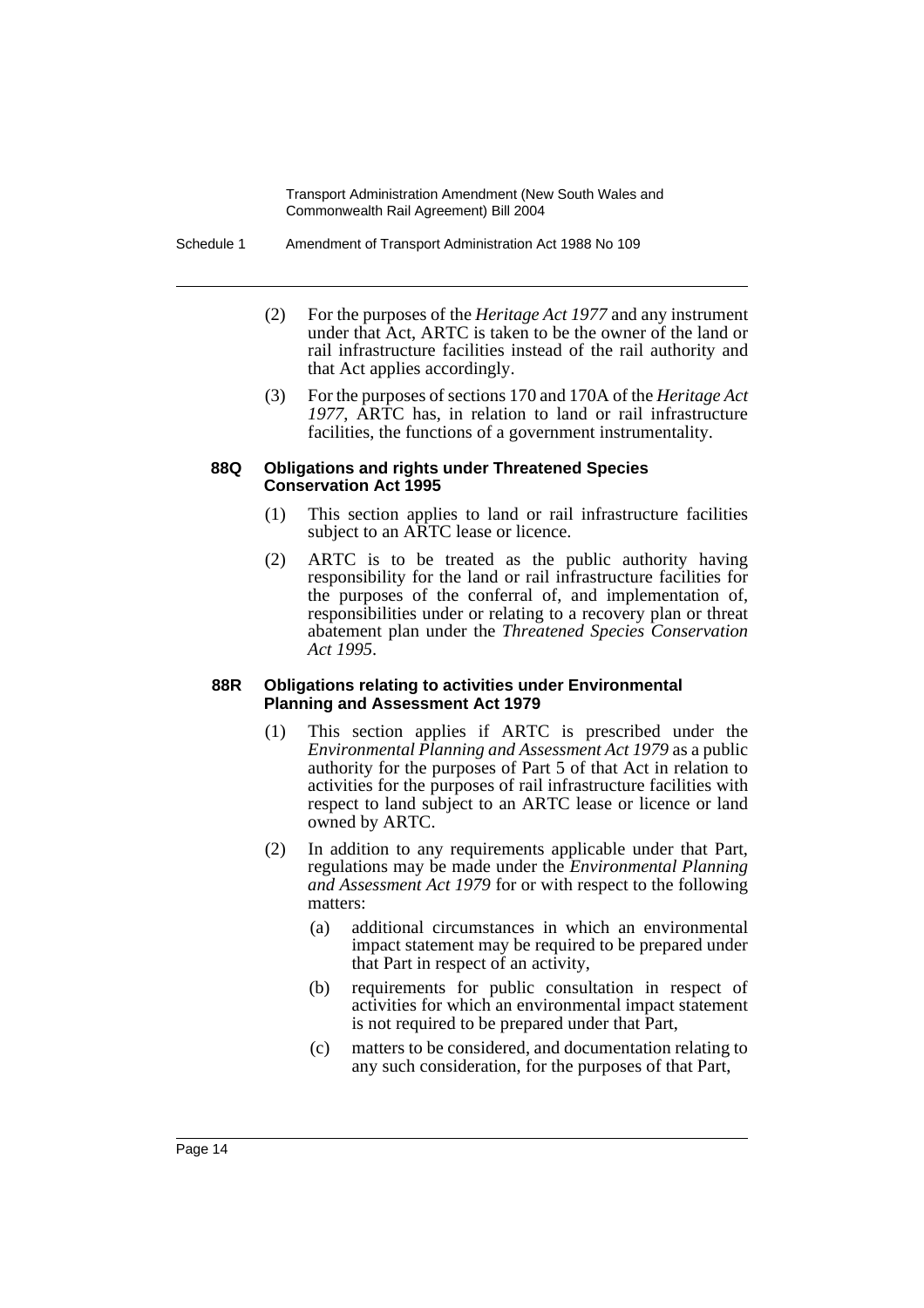(2) For the purposes of the *Heritage Act 1977* and any instrument under that Act, ARTC is taken to be the owner of the land or rail infrastructure facilities instead of the rail authority and that Act applies accordingly.

(3) For the purposes of sections 170 and 170A of the *Heritage Act 1977*, ARTC has, in relation to land or rail infrastructure facilities, the functions of a government instrumentality.

#### 88Q Obligations and rights under Threatened Species Conservation Act 1995

(1) This section applies to land or rail infrastructure facilities subject to an ARTC lease or licence.

(2) ARTC is to be treated as the public authority having responsibility for the land or rail infrastructure facilities for the purposes of the conferral of, and implementation of, responsibilities under or relating to a recovery plan or threat abatement plan under the *Threatened Species Conservation Act 1995*.

#### 88R Obligations relating to activities under Environmental Planning and Assessment Act 1979

(1) This section applies if ARTC is prescribed under the *Environmental Planning and Assessment Act 1979* as a public authority for the purposes of Part 5 of that Act in relation to activities for the purposes of rail infrastructure facilities with respect to land subject to an ARTC lease or licence or land owned by ARTC.

(2) In addition to any requirements applicable under that Part, regulations may be made under the *Environmental Planning and Assessment Act 1979* for or with respect to the following matters:

(a) additional circumstances in which an environmental impact statement may be required to be prepared under that Part in respect of an activity,

(b) requirements for public consultation in respect of activities for which an environmental impact statement is not required to be prepared under that Part,

(c) matters to be considered, and documentation relating to any such consideration, for the purposes of that Part,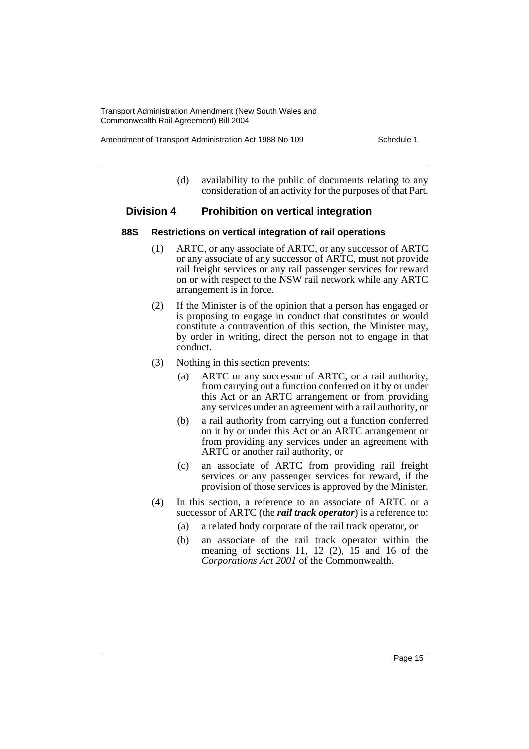(d) availability to the public of documents relating to any consideration of an activity for the purposes of that Part.

## Division 4 Prohibition on vertical integration

### 88S Restrictions on vertical integration of rail operations

(1) ARTC, or any associate of ARTC, or any successor of ARTC or any associate of any successor of ARTC, must not provide rail freight services or any rail passenger services for reward on or with respect to the NSW rail network while any ARTC arrangement is in force.

(2) If the Minister is of the opinion that a person has engaged or is proposing to engage in conduct that constitutes or would constitute a contravention of this section, the Minister may, by order in writing, direct the person not to engage in that conduct.

(3) Nothing in this section prevents:

(a) ARTC or any successor of ARTC, or a rail authority, from carrying out a function conferred on it by or under this Act or an ARTC arrangement or from providing any services under an agreement with a rail authority, or

(b) a rail authority from carrying out a function conferred on it by or under this Act or an ARTC arrangement or from providing any services under an agreement with ARTC or another rail authority, or

(c) an associate of ARTC from providing rail freight services or any passenger services for reward, if the provision of those services is approved by the Minister.

(4) In this section, a reference to an associate of ARTC or a successor of ARTC (the ***rail track operator***) is a reference to:

(a) a related body corporate of the rail track operator, or

(b) an associate of the rail track operator within the meaning of sections 11, 12 (2), 15 and 16 of the *Corporations Act 2001* of the Commonwealth.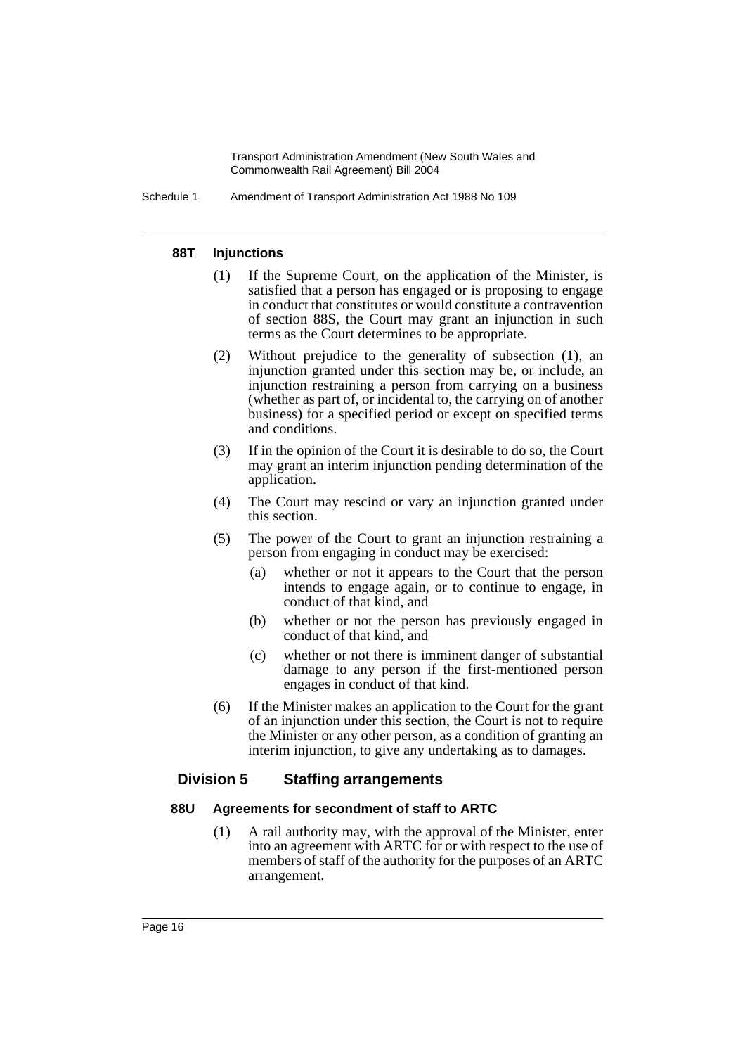#### 88T Injunctions

(1) If the Supreme Court, on the application of the Minister, is satisfied that a person has engaged or is proposing to engage in conduct that constitutes or would constitute a contravention of section 88S, the Court may grant an injunction in such terms as the Court determines to be appropriate.

(2) Without prejudice to the generality of subsection (1), an injunction granted under this section may be, or include, an injunction restraining a person from carrying on a business (whether as part of, or incidental to, the carrying on of another business) for a specified period or except on specified terms and conditions.

(3) If in the opinion of the Court it is desirable to do so, the Court may grant an interim injunction pending determination of the application.

(4) The Court may rescind or vary an injunction granted under this section.

(5) The power of the Court to grant an injunction restraining a person from engaging in conduct may be exercised:

- (a) whether or not it appears to the Court that the person intends to engage again, or to continue to engage, in conduct of that kind, and
- (b) whether or not the person has previously engaged in conduct of that kind, and
- (c) whether or not there is imminent danger of substantial damage to any person if the first-mentioned person engages in conduct of that kind.

(6) If the Minister makes an application to the Court for the grant of an injunction under this section, the Court is not to require the Minister or any other person, as a condition of granting an interim injunction, to give any undertaking as to damages.

### Division 5 Staffing arrangements

#### 88U Agreements for secondment of staff to ARTC

(1) A rail authority may, with the approval of the Minister, enter into an agreement with ARTC for or with respect to the use of members of staff of the authority for the purposes of an ARTC arrangement.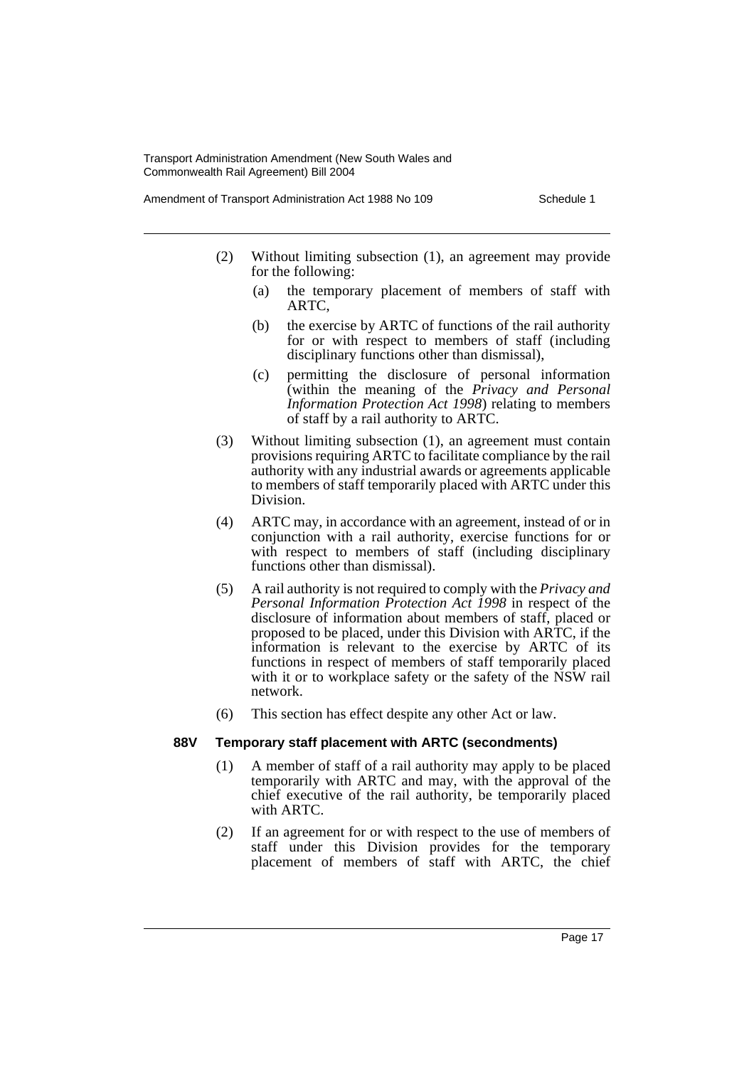(2) Without limiting subsection (1), an agreement may provide for the following:

- (a) the temporary placement of members of staff with ARTC,
- (b) the exercise by ARTC of functions of the rail authority for or with respect to members of staff (including disciplinary functions other than dismissal),
- (c) permitting the disclosure of personal information (within the meaning of the *Privacy and Personal Information Protection Act 1998*) relating to members of staff by a rail authority to ARTC.

(3) Without limiting subsection (1), an agreement must contain provisions requiring ARTC to facilitate compliance by the rail authority with any industrial awards or agreements applicable to members of staff temporarily placed with ARTC under this Division.

(4) ARTC may, in accordance with an agreement, instead of or in conjunction with a rail authority, exercise functions for or with respect to members of staff (including disciplinary functions other than dismissal).

(5) A rail authority is not required to comply with the *Privacy and Personal Information Protection Act 1998* in respect of the disclosure of information about members of staff, placed or proposed to be placed, under this Division with ARTC, if the information is relevant to the exercise by ARTC of its functions in respect of members of staff temporarily placed with it or to workplace safety or the safety of the NSW rail network.

(6) This section has effect despite any other Act or law.

**88V Temporary staff placement with ARTC (secondments)**

(1) A member of staff of a rail authority may apply to be placed temporarily with ARTC and may, with the approval of the chief executive of the rail authority, be temporarily placed with ARTC.

(2) If an agreement for or with respect to the use of members of staff under this Division provides for the temporary placement of members of staff with ARTC, the chief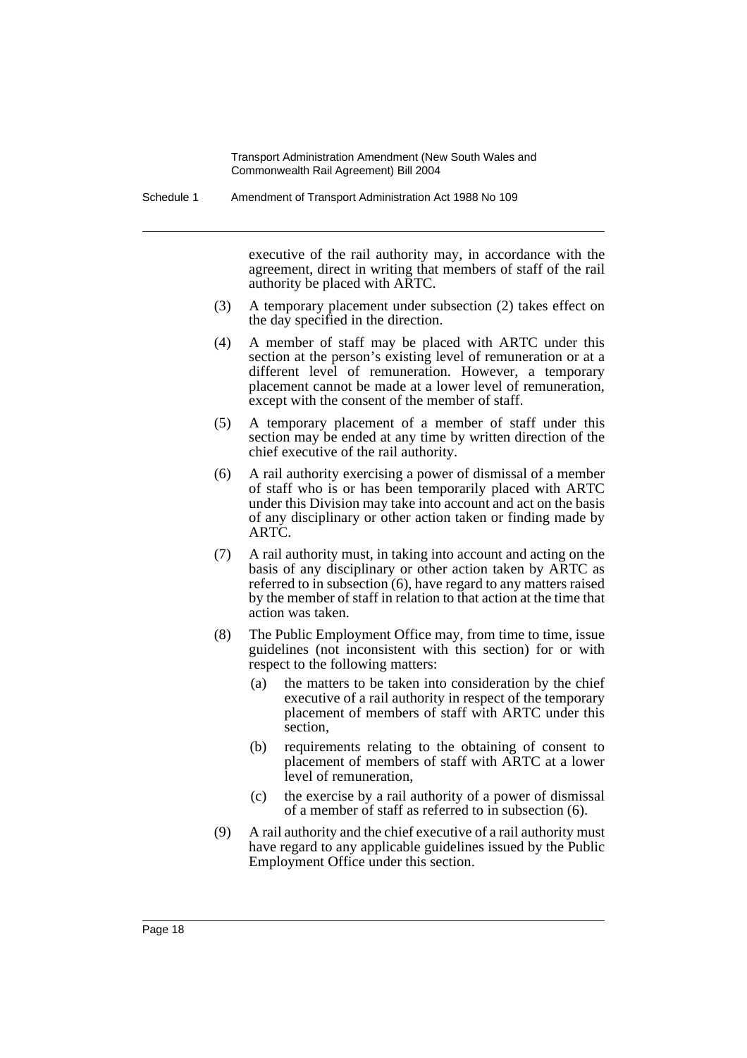executive of the rail authority may, in accordance with the agreement, direct in writing that members of staff of the rail authority be placed with ARTC.

(3) A temporary placement under subsection (2) takes effect on the day specified in the direction.

(4) A member of staff may be placed with ARTC under this section at the person's existing level of remuneration or at a different level of remuneration. However, a temporary placement cannot be made at a lower level of remuneration, except with the consent of the member of staff.

(5) A temporary placement of a member of staff under this section may be ended at any time by written direction of the chief executive of the rail authority.

(6) A rail authority exercising a power of dismissal of a member of staff who is or has been temporarily placed with ARTC under this Division may take into account and act on the basis of any disciplinary or other action taken or finding made by ARTC.

(7) A rail authority must, in taking into account and acting on the basis of any disciplinary or other action taken by ARTC as referred to in subsection (6), have regard to any matters raised by the member of staff in relation to that action at the time that action was taken.

(8) The Public Employment Office may, from time to time, issue guidelines (not inconsistent with this section) for or with respect to the following matters:

(a) the matters to be taken into consideration by the chief executive of a rail authority in respect of the temporary placement of members of staff with ARTC under this section,

(b) requirements relating to the obtaining of consent to placement of members of staff with ARTC at a lower level of remuneration,

(c) the exercise by a rail authority of a power of dismissal of a member of staff as referred to in subsection (6).

(9) A rail authority and the chief executive of a rail authority must have regard to any applicable guidelines issued by the Public Employment Office under this section.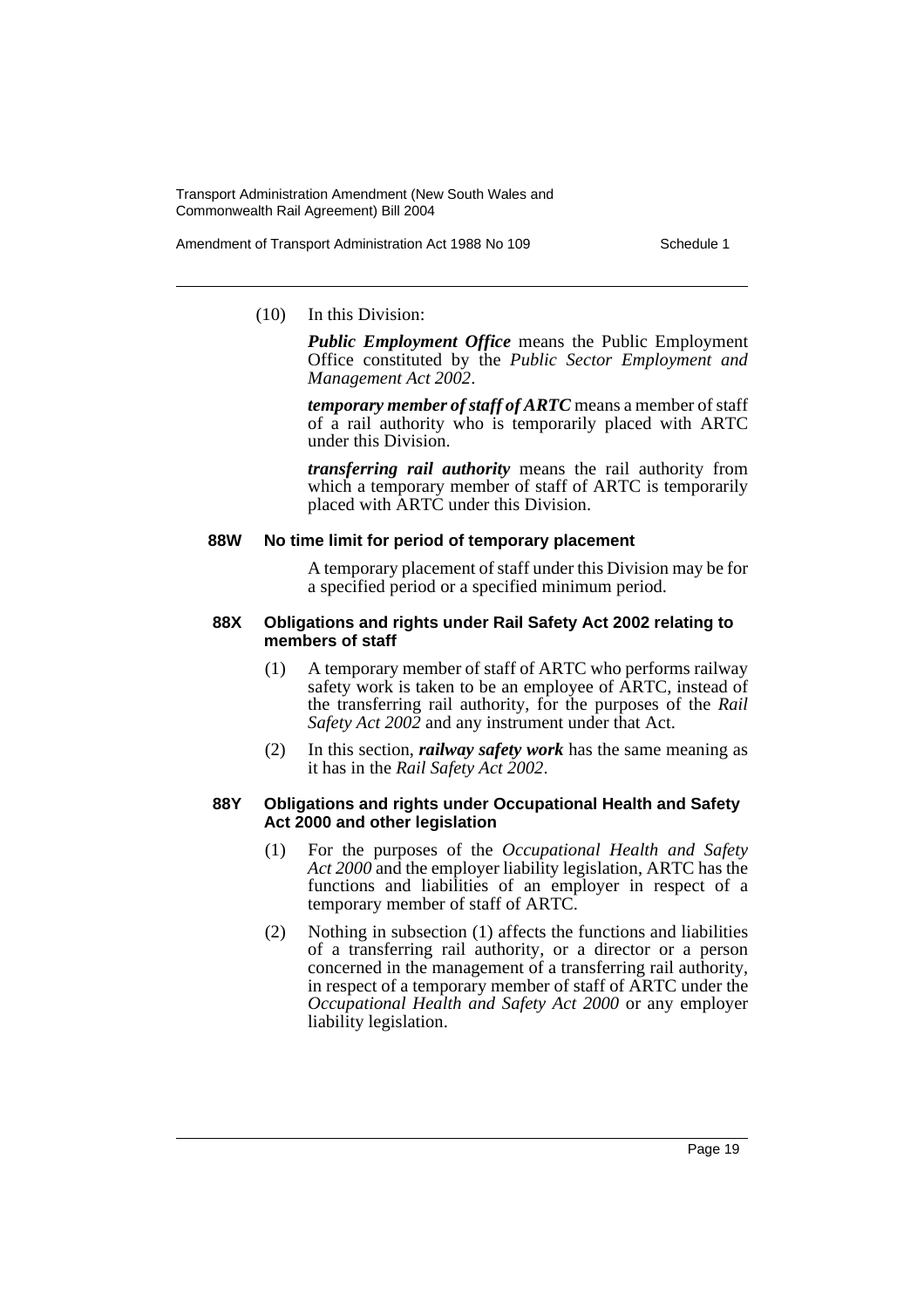(10) In this Division:

*Public Employment Office* means the Public Employment Office constituted by the *Public Sector Employment and Management Act 2002*.

*temporary member of staff of ARTC* means a member of staff of a rail authority who is temporarily placed with ARTC under this Division.

*transferring rail authority* means the rail authority from which a temporary member of staff of ARTC is temporarily placed with ARTC under this Division.

**88W No time limit for period of temporary placement**

A temporary placement of staff under this Division may be for a specified period or a specified minimum period.

**88X Obligations and rights under Rail Safety Act 2002 relating to members of staff**

(1) A temporary member of staff of ARTC who performs railway safety work is taken to be an employee of ARTC, instead of the transferring rail authority, for the purposes of the *Rail Safety Act 2002* and any instrument under that Act.

(2) In this section, ***railway safety work*** has the same meaning as it has in the *Rail Safety Act 2002*.

**88Y Obligations and rights under Occupational Health and Safety Act 2000 and other legislation**

(1) For the purposes of the *Occupational Health and Safety Act 2000* and the employer liability legislation, ARTC has the functions and liabilities of an employer in respect of a temporary member of staff of ARTC.

(2) Nothing in subsection (1) affects the functions and liabilities of a transferring rail authority, or a director or a person concerned in the management of a transferring rail authority, in respect of a temporary member of staff of ARTC under the *Occupational Health and Safety Act 2000* or any employer liability legislation.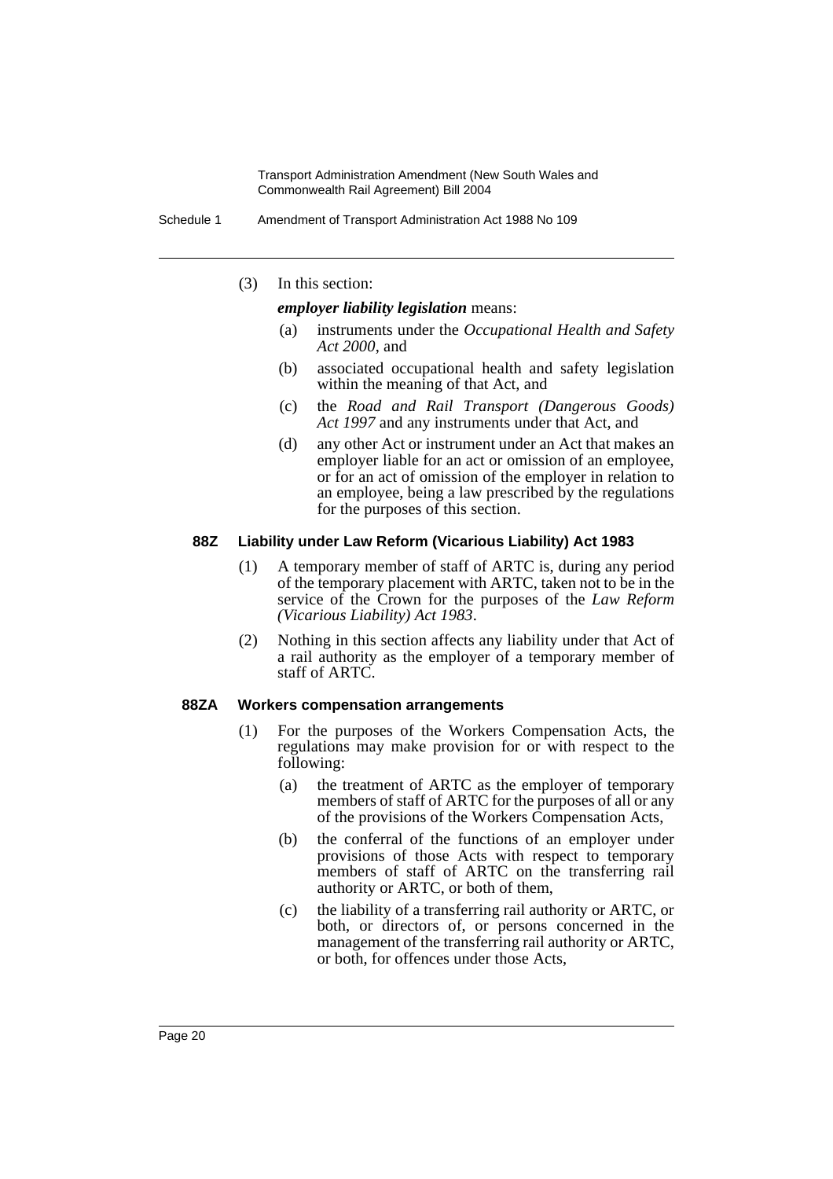(3) In this section:

***employer liability legislation*** means:

(a) instruments under the *Occupational Health and Safety Act 2000*, and

(b) associated occupational health and safety legislation within the meaning of that Act, and

(c) the *Road and Rail Transport (Dangerous Goods) Act 1997* and any instruments under that Act, and

(d) any other Act or instrument under an Act that makes an employer liable for an act or omission of an employee, or for an act of omission of the employer in relation to an employee, being a law prescribed by the regulations for the purposes of this section.

### 88Z Liability under Law Reform (Vicarious Liability) Act 1983

(1) A temporary member of staff of ARTC is, during any period of the temporary placement with ARTC, taken not to be in the service of the Crown for the purposes of the *Law Reform (Vicarious Liability) Act 1983*.

(2) Nothing in this section affects any liability under that Act of a rail authority as the employer of a temporary member of staff of ARTC.

### 88ZA Workers compensation arrangements

(1) For the purposes of the Workers Compensation Acts, the regulations may make provision for or with respect to the following:

(a) the treatment of ARTC as the employer of temporary members of staff of ARTC for the purposes of all or any of the provisions of the Workers Compensation Acts,

(b) the conferral of the functions of an employer under provisions of those Acts with respect to temporary members of staff of ARTC on the transferring rail authority or ARTC, or both of them,

(c) the liability of a transferring rail authority or ARTC, or both, or directors of, or persons concerned in the management of the transferring rail authority or ARTC, or both, for offences under those Acts,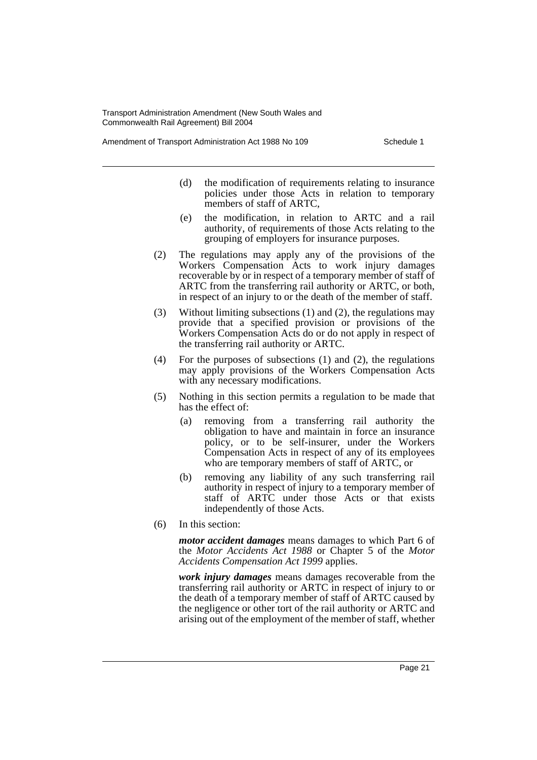(d) the modification of requirements relating to insurance policies under those Acts in relation to temporary members of staff of ARTC,

(e) the modification, in relation to ARTC and a rail authority, of requirements of those Acts relating to the grouping of employers for insurance purposes.

(2) The regulations may apply any of the provisions of the Workers Compensation Acts to work injury damages recoverable by or in respect of a temporary member of staff of ARTC from the transferring rail authority or ARTC, or both, in respect of an injury to or the death of the member of staff.

(3) Without limiting subsections (1) and (2), the regulations may provide that a specified provision or provisions of the Workers Compensation Acts do or do not apply in respect of the transferring rail authority or ARTC.

(4) For the purposes of subsections (1) and (2), the regulations may apply provisions of the Workers Compensation Acts with any necessary modifications.

(5) Nothing in this section permits a regulation to be made that has the effect of:

(a) removing from a transferring rail authority the obligation to have and maintain in force an insurance policy, or to be self-insurer, under the Workers Compensation Acts in respect of any of its employees who are temporary members of staff of ARTC, or

(b) removing any liability of any such transferring rail authority in respect of injury to a temporary member of staff of ARTC under those Acts or that exists independently of those Acts.

(6) In this section:

***motor accident damages*** means damages to which Part 6 of the *Motor Accidents Act 1988* or Chapter 5 of the *Motor Accidents Compensation Act 1999* applies.

***work injury damages*** means damages recoverable from the transferring rail authority or ARTC in respect of injury to or the death of a temporary member of staff of ARTC caused by the negligence or other tort of the rail authority or ARTC and arising out of the employment of the member of staff, whether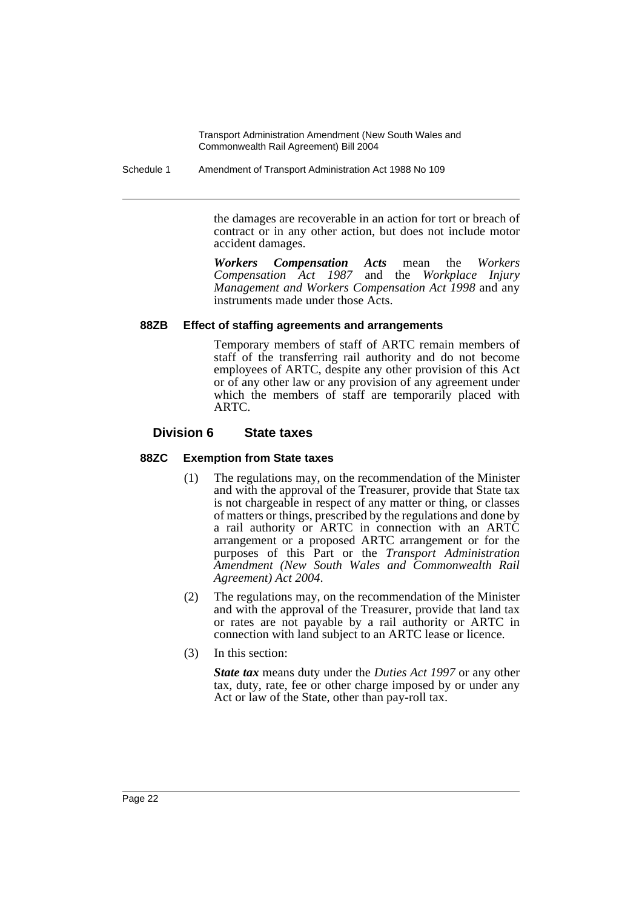the damages are recoverable in an action for tort or breach of contract or in any other action, but does not include motor accident damages.

***Workers Compensation Acts*** mean the *Workers Compensation Act 1987* and the *Workplace Injury Management and Workers Compensation Act 1998* and any instruments made under those Acts.

#### 88ZB Effect of staffing agreements and arrangements

Temporary members of staff of ARTC remain members of staff of the transferring rail authority and do not become employees of ARTC, despite any other provision of this Act or of any other law or any provision of any agreement under which the members of staff are temporarily placed with ARTC.

### Division 6 State taxes

#### 88ZC Exemption from State taxes

(1) The regulations may, on the recommendation of the Minister and with the approval of the Treasurer, provide that State tax is not chargeable in respect of any matter or thing, or classes of matters or things, prescribed by the regulations and done by a rail authority or ARTC in connection with an ARTC arrangement or a proposed ARTC arrangement or for the purposes of this Part or the *Transport Administration Amendment (New South Wales and Commonwealth Rail Agreement) Act 2004*.

(2) The regulations may, on the recommendation of the Minister and with the approval of the Treasurer, provide that land tax or rates are not payable by a rail authority or ARTC in connection with land subject to an ARTC lease or licence.

(3) In this section:

***State tax*** means duty under the *Duties Act 1997* or any other tax, duty, rate, fee or other charge imposed by or under any Act or law of the State, other than pay-roll tax.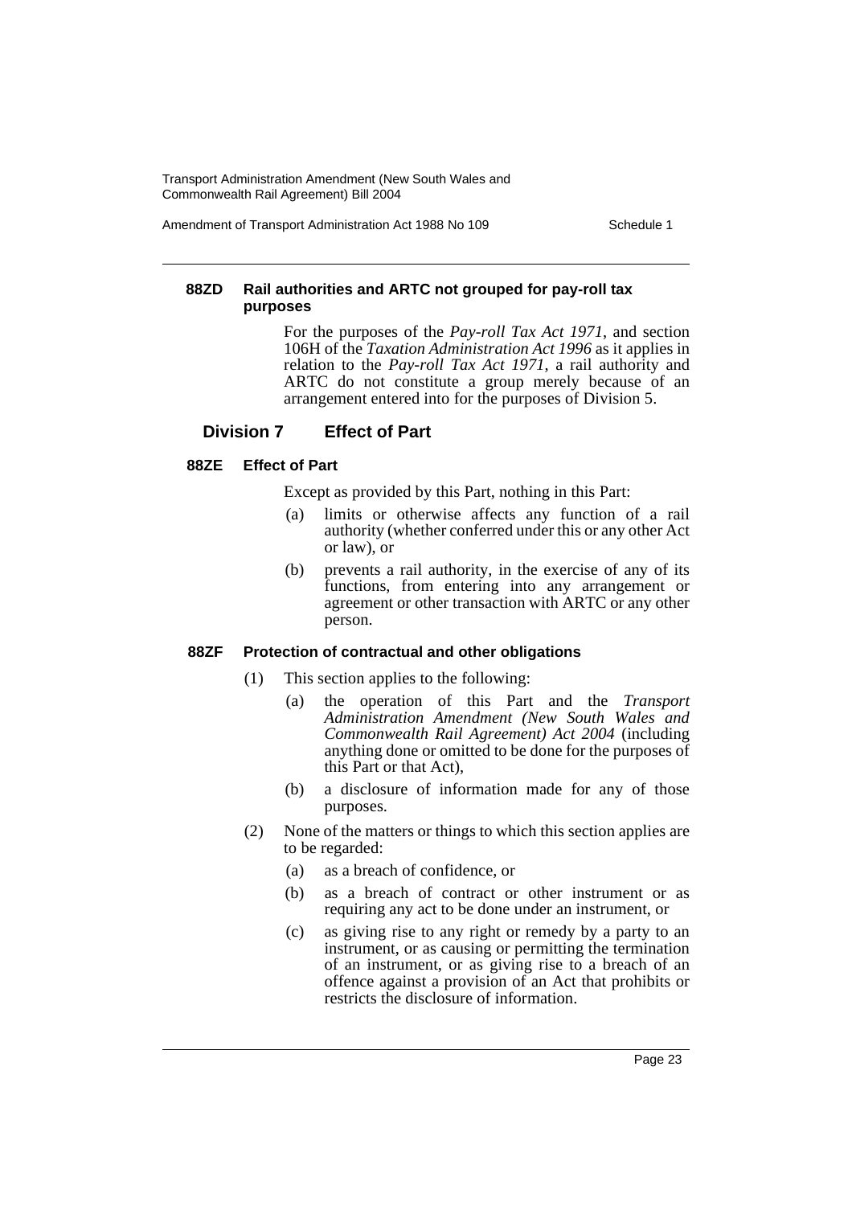#### 88ZD Rail authorities and ARTC not grouped for pay-roll tax purposes

For the purposes of the *Pay-roll Tax Act 1971*, and section 106H of the *Taxation Administration Act 1996* as it applies in relation to the *Pay-roll Tax Act 1971*, a rail authority and ARTC do not constitute a group merely because of an arrangement entered into for the purposes of Division 5.

### Division 7 Effect of Part

#### 88ZE Effect of Part

Except as provided by this Part, nothing in this Part:

(a) limits or otherwise affects any function of a rail authority (whether conferred under this or any other Act or law), or

(b) prevents a rail authority, in the exercise of any of its functions, from entering into any arrangement or agreement or other transaction with ARTC or any other person.

#### 88ZF Protection of contractual and other obligations

(1) This section applies to the following:

(a) the operation of this Part and the *Transport Administration Amendment (New South Wales and Commonwealth Rail Agreement) Act 2004* (including anything done or omitted to be done for the purposes of this Part or that Act),

(b) a disclosure of information made for any of those purposes.

(2) None of the matters or things to which this section applies are to be regarded:

(a) as a breach of confidence, or

(b) as a breach of contract or other instrument or as requiring any act to be done under an instrument, or

(c) as giving rise to any right or remedy by a party to an instrument, or as causing or permitting the termination of an instrument, or as giving rise to a breach of an offence against a provision of an Act that prohibits or restricts the disclosure of information.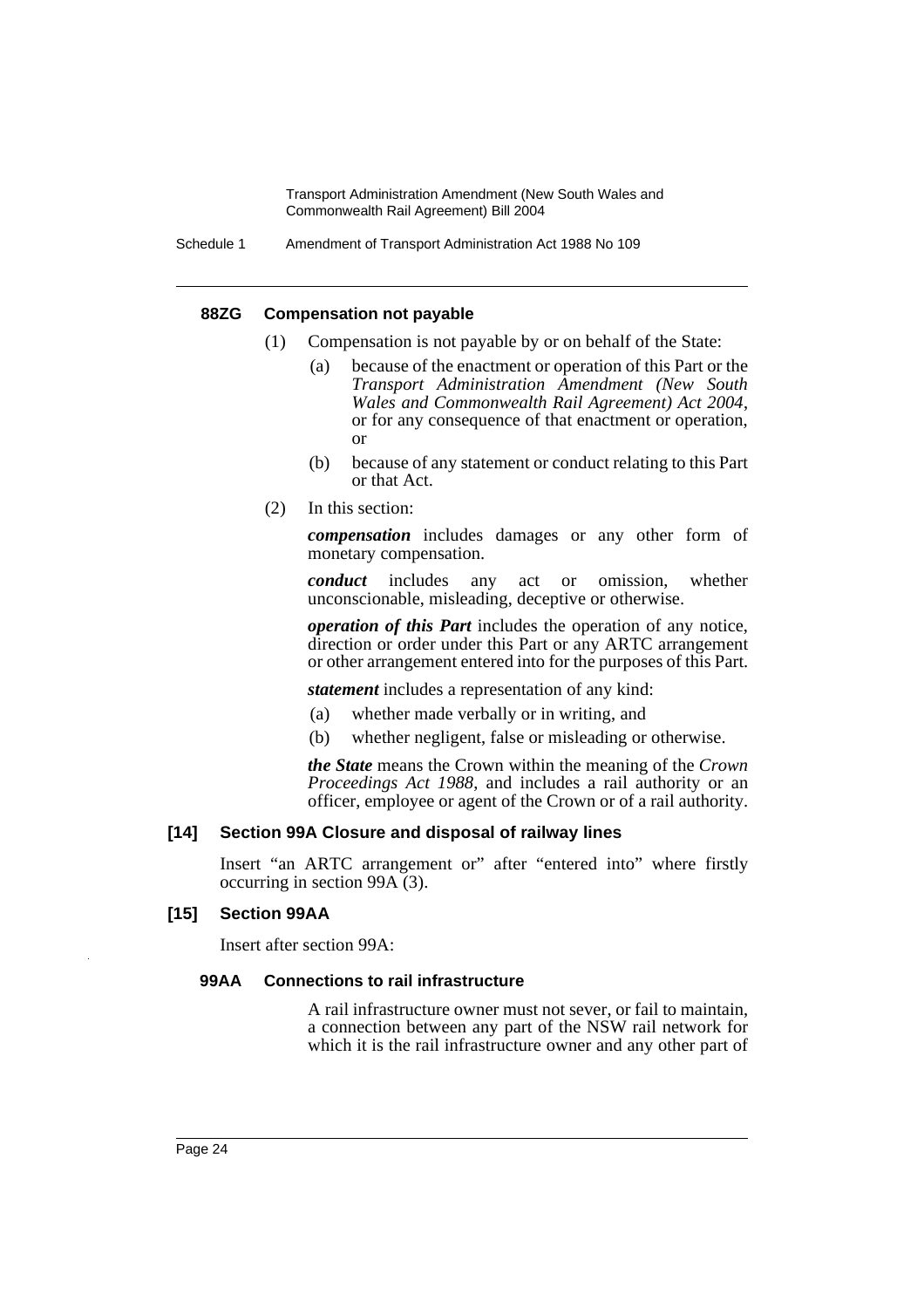#### 88ZG Compensation not payable

(1) Compensation is not payable by or on behalf of the State:

(a) because of the enactment or operation of this Part or the *Transport Administration Amendment (New South Wales and Commonwealth Rail Agreement) Act 2004*, or for any consequence of that enactment or operation, or

(b) because of any statement or conduct relating to this Part or that Act.

(2) In this section:

***compensation*** includes damages or any other form of monetary compensation.

***conduct*** includes any act or omission, whether unconscionable, misleading, deceptive or otherwise.

***operation of this Part*** includes the operation of any notice, direction or order under this Part or any ARTC arrangement or other arrangement entered into for the purposes of this Part.

***statement*** includes a representation of any kind:

(a) whether made verbally or in writing, and

(b) whether negligent, false or misleading or otherwise.

***the State*** means the Crown within the meaning of the *Crown Proceedings Act 1988*, and includes a rail authority or an officer, employee or agent of the Crown or of a rail authority.

### [14] Section 99A Closure and disposal of railway lines

Insert "an ARTC arrangement or" after "entered into" where firstly occurring in section 99A (3).

### [15] Section 99AA

Insert after section 99A:

#### 99AA Connections to rail infrastructure

A rail infrastructure owner must not sever, or fail to maintain, a connection between any part of the NSW rail network for which it is the rail infrastructure owner and any other part of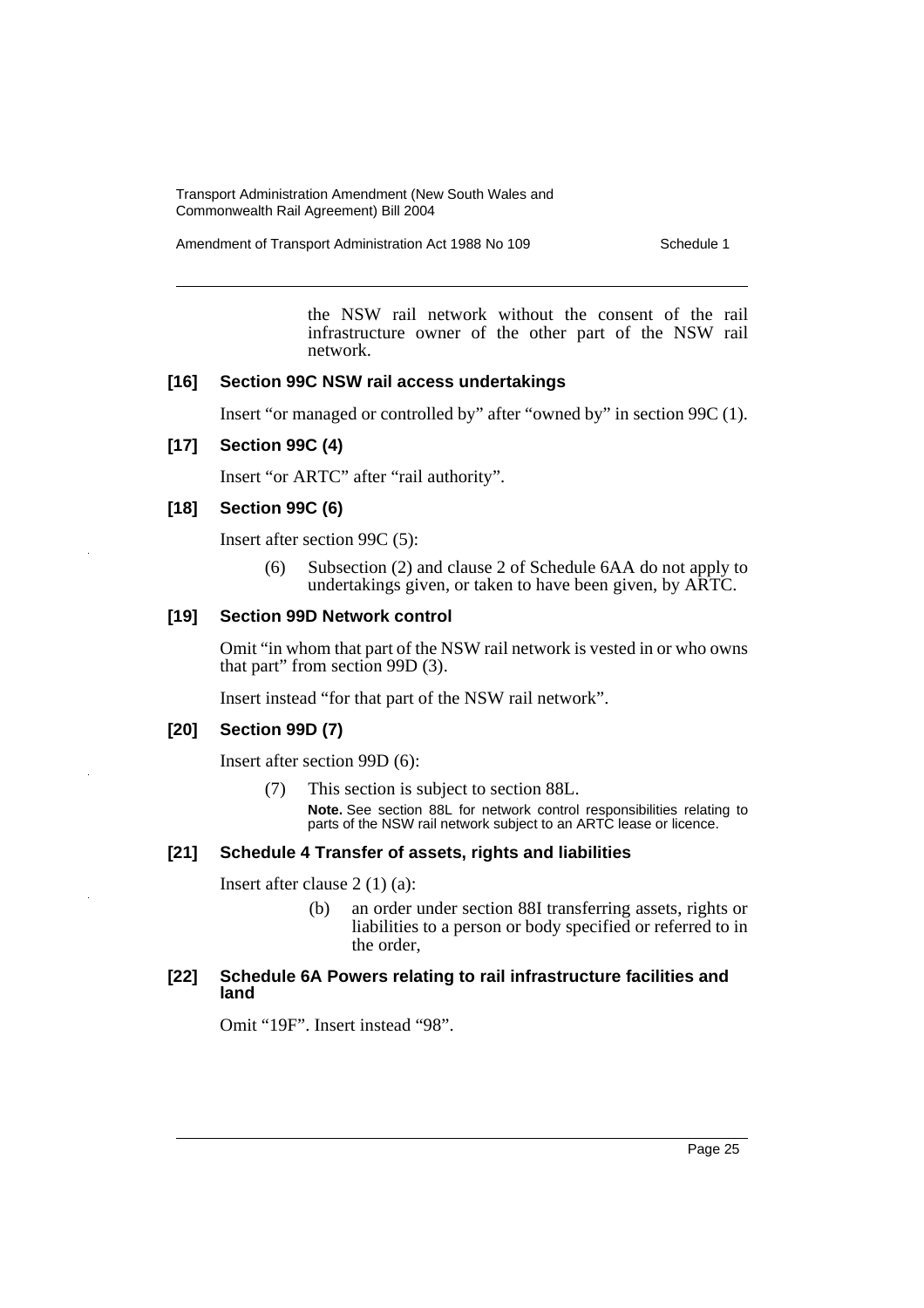the NSW rail network without the consent of the rail infrastructure owner of the other part of the NSW rail network.

**[16] Section 99C NSW rail access undertakings**

Insert "or managed or controlled by" after "owned by" in section 99C (1).

**[17] Section 99C (4)**

Insert "or ARTC" after "rail authority".

**[18] Section 99C (6)**

Insert after section 99C (5):

> (6) Subsection (2) and clause 2 of Schedule 6AA do not apply to undertakings given, or taken to have been given, by ARTC.

**[19] Section 99D Network control**

Omit "in whom that part of the NSW rail network is vested in or who owns that part" from section 99D (3).

Insert instead "for that part of the NSW rail network".

**[20] Section 99D (7)**

Insert after section 99D (6):

> (7) This section is subject to section 88L.
>
> **Note.** See section 88L for network control responsibilities relating to parts of the NSW rail network subject to an ARTC lease or licence.

**[21] Schedule 4 Transfer of assets, rights and liabilities**

Insert after clause 2 (1) (a):

> (b) an order under section 88I transferring assets, rights or liabilities to a person or body specified or referred to in the order,

**[22] Schedule 6A Powers relating to rail infrastructure facilities and land**

Omit "19F". Insert instead "98".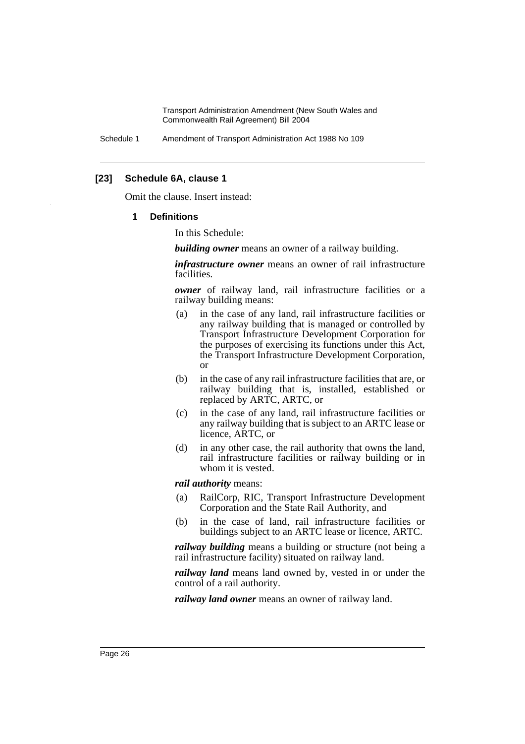### [23] Schedule 6A, clause 1

Omit the clause. Insert instead:

#### 1 Definitions

In this Schedule:

***building owner*** means an owner of a railway building.

***infrastructure owner*** means an owner of rail infrastructure facilities.

***owner*** of railway land, rail infrastructure facilities or a railway building means:

- (a) in the case of any land, rail infrastructure facilities or any railway building that is managed or controlled by Transport Infrastructure Development Corporation for the purposes of exercising its functions under this Act, the Transport Infrastructure Development Corporation, or
- (b) in the case of any rail infrastructure facilities that are, or railway building that is, installed, established or replaced by ARTC, ARTC, or
- (c) in the case of any land, rail infrastructure facilities or any railway building that is subject to an ARTC lease or licence, ARTC, or
- (d) in any other case, the rail authority that owns the land, rail infrastructure facilities or railway building or in whom it is vested.

***rail authority*** means:

- (a) RailCorp, RIC, Transport Infrastructure Development Corporation and the State Rail Authority, and
- (b) in the case of land, rail infrastructure facilities or buildings subject to an ARTC lease or licence, ARTC.

***railway building*** means a building or structure (not being a rail infrastructure facility) situated on railway land.

***railway land*** means land owned by, vested in or under the control of a rail authority.

***railway land owner*** means an owner of railway land.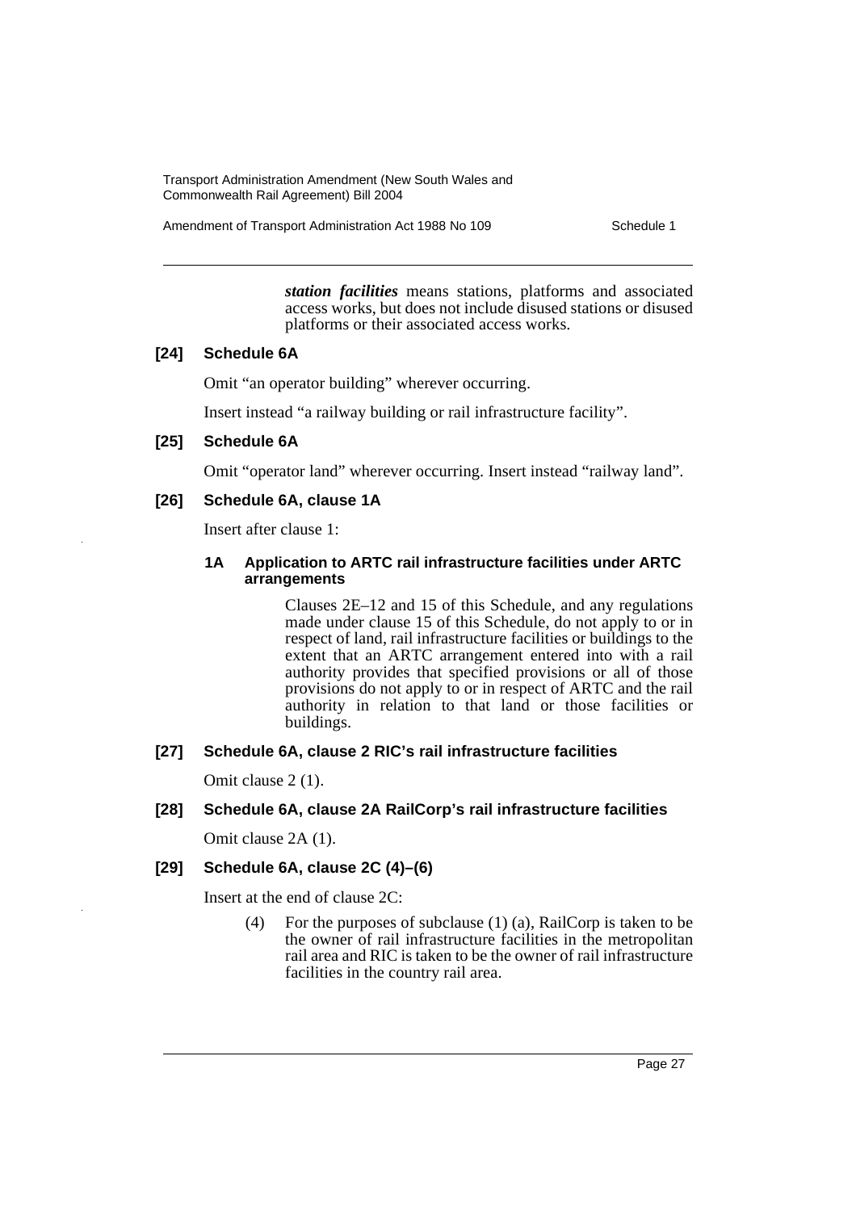***station facilities*** means stations, platforms and associated access works, but does not include disused stations or disused platforms or their associated access works.

### [24] Schedule 6A

Omit "an operator building" wherever occurring.

Insert instead "a railway building or rail infrastructure facility".

### [25] Schedule 6A

Omit "operator land" wherever occurring. Insert instead "railway land".

### [26] Schedule 6A, clause 1A

Insert after clause 1:

#### 1A Application to ARTC rail infrastructure facilities under ARTC arrangements

Clauses 2E–12 and 15 of this Schedule, and any regulations made under clause 15 of this Schedule, do not apply to or in respect of land, rail infrastructure facilities or buildings to the extent that an ARTC arrangement entered into with a rail authority provides that specified provisions or all of those provisions do not apply to or in respect of ARTC and the rail authority in relation to that land or those facilities or buildings.

### [27] Schedule 6A, clause 2 RIC's rail infrastructure facilities

Omit clause 2 (1).

### [28] Schedule 6A, clause 2A RailCorp's rail infrastructure facilities

Omit clause 2A (1).

### [29] Schedule 6A, clause 2C (4)–(6)

Insert at the end of clause 2C:

(4) For the purposes of subclause (1) (a), RailCorp is taken to be the owner of rail infrastructure facilities in the metropolitan rail area and RIC is taken to be the owner of rail infrastructure facilities in the country rail area.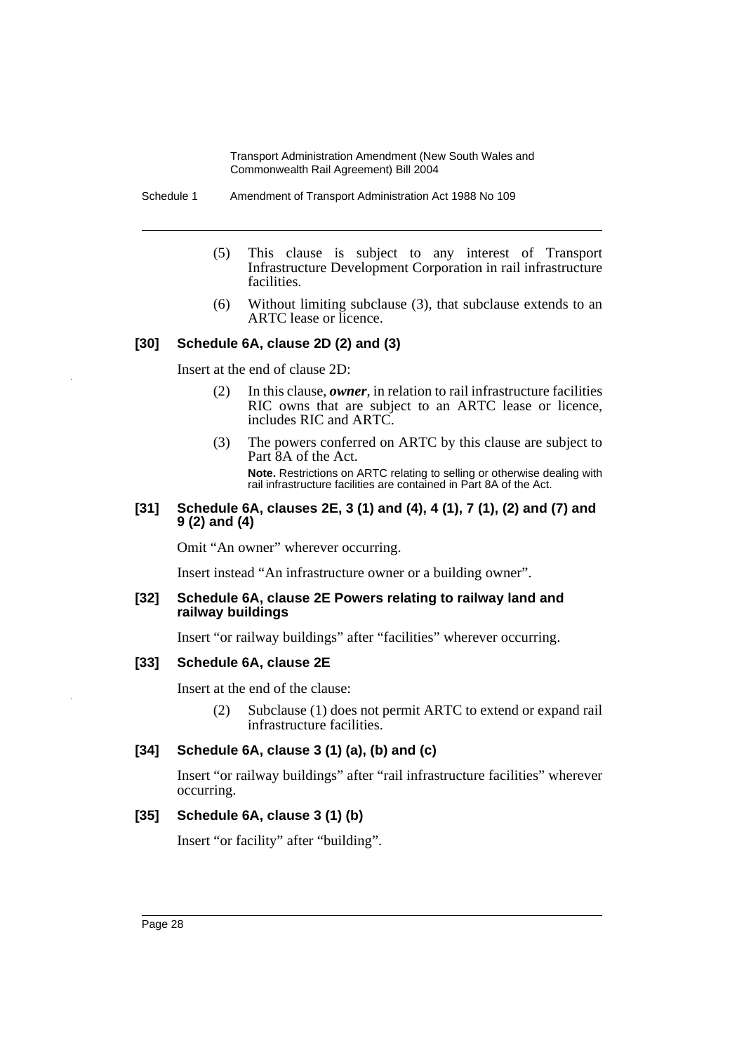(5) This clause is subject to any interest of Transport Infrastructure Development Corporation in rail infrastructure facilities.

(6) Without limiting subclause (3), that subclause extends to an ARTC lease or licence.

### [30] Schedule 6A, clause 2D (2) and (3)

Insert at the end of clause 2D:

(2) In this clause, ***owner***, in relation to rail infrastructure facilities RIC owns that are subject to an ARTC lease or licence, includes RIC and ARTC.

(3) The powers conferred on ARTC by this clause are subject to Part 8A of the Act.

**Note.** Restrictions on ARTC relating to selling or otherwise dealing with rail infrastructure facilities are contained in Part 8A of the Act.

### [31] Schedule 6A, clauses 2E, 3 (1) and (4), 4 (1), 7 (1), (2) and (7) and 9 (2) and (4)

Omit "An owner" wherever occurring.

Insert instead "An infrastructure owner or a building owner".

### [32] Schedule 6A, clause 2E Powers relating to railway land and railway buildings

Insert "or railway buildings" after "facilities" wherever occurring.

### [33] Schedule 6A, clause 2E

Insert at the end of the clause:

(2) Subclause (1) does not permit ARTC to extend or expand rail infrastructure facilities.

### [34] Schedule 6A, clause 3 (1) (a), (b) and (c)

Insert "or railway buildings" after "rail infrastructure facilities" wherever occurring.

### [35] Schedule 6A, clause 3 (1) (b)

Insert "or facility" after "building".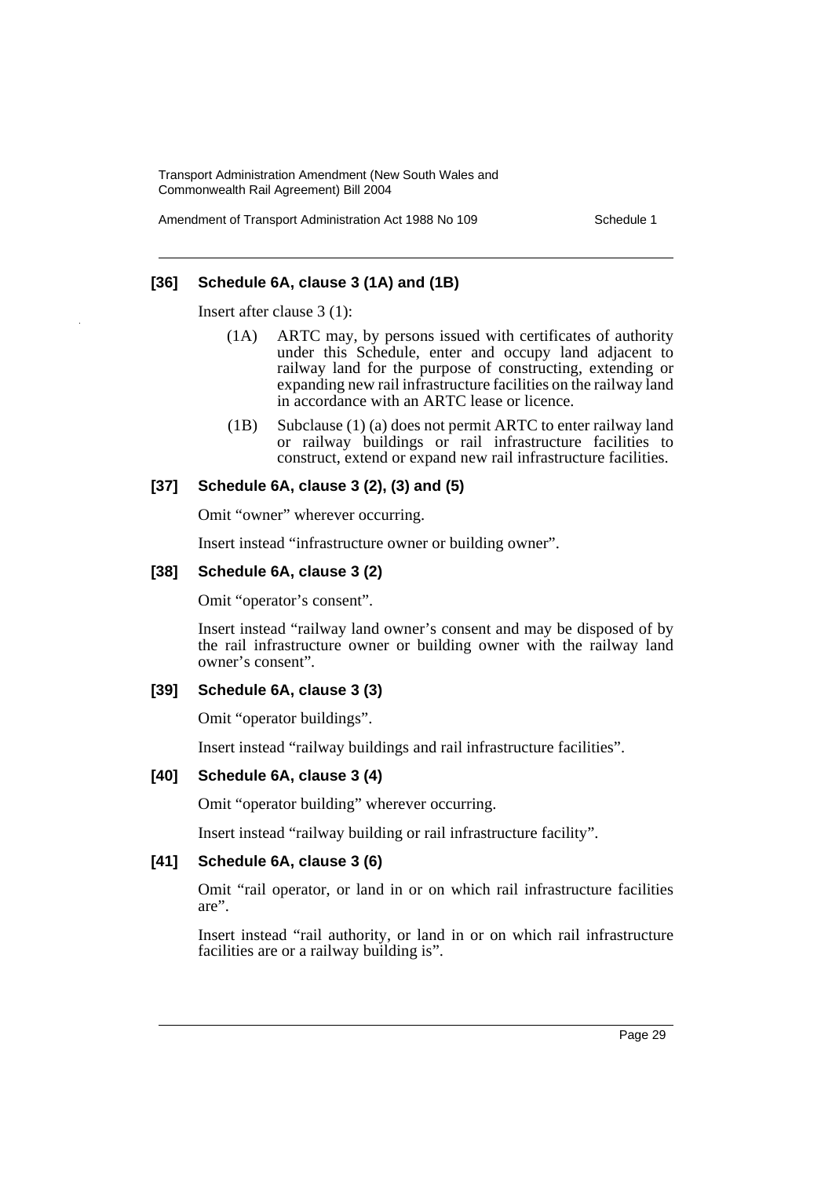### [36] Schedule 6A, clause 3 (1A) and (1B)

Insert after clause 3 (1):

(1A) ARTC may, by persons issued with certificates of authority under this Schedule, enter and occupy land adjacent to railway land for the purpose of constructing, extending or expanding new rail infrastructure facilities on the railway land in accordance with an ARTC lease or licence.

(1B) Subclause (1) (a) does not permit ARTC to enter railway land or railway buildings or rail infrastructure facilities to construct, extend or expand new rail infrastructure facilities.

### [37] Schedule 6A, clause 3 (2), (3) and (5)

Omit "owner" wherever occurring.

Insert instead "infrastructure owner or building owner".

### [38] Schedule 6A, clause 3 (2)

Omit "operator's consent".

Insert instead "railway land owner's consent and may be disposed of by the rail infrastructure owner or building owner with the railway land owner's consent".

### [39] Schedule 6A, clause 3 (3)

Omit "operator buildings".

Insert instead "railway buildings and rail infrastructure facilities".

### [40] Schedule 6A, clause 3 (4)

Omit "operator building" wherever occurring.

Insert instead "railway building or rail infrastructure facility".

### [41] Schedule 6A, clause 3 (6)

Omit "rail operator, or land in or on which rail infrastructure facilities are".

Insert instead "rail authority, or land in or on which rail infrastructure facilities are or a railway building is".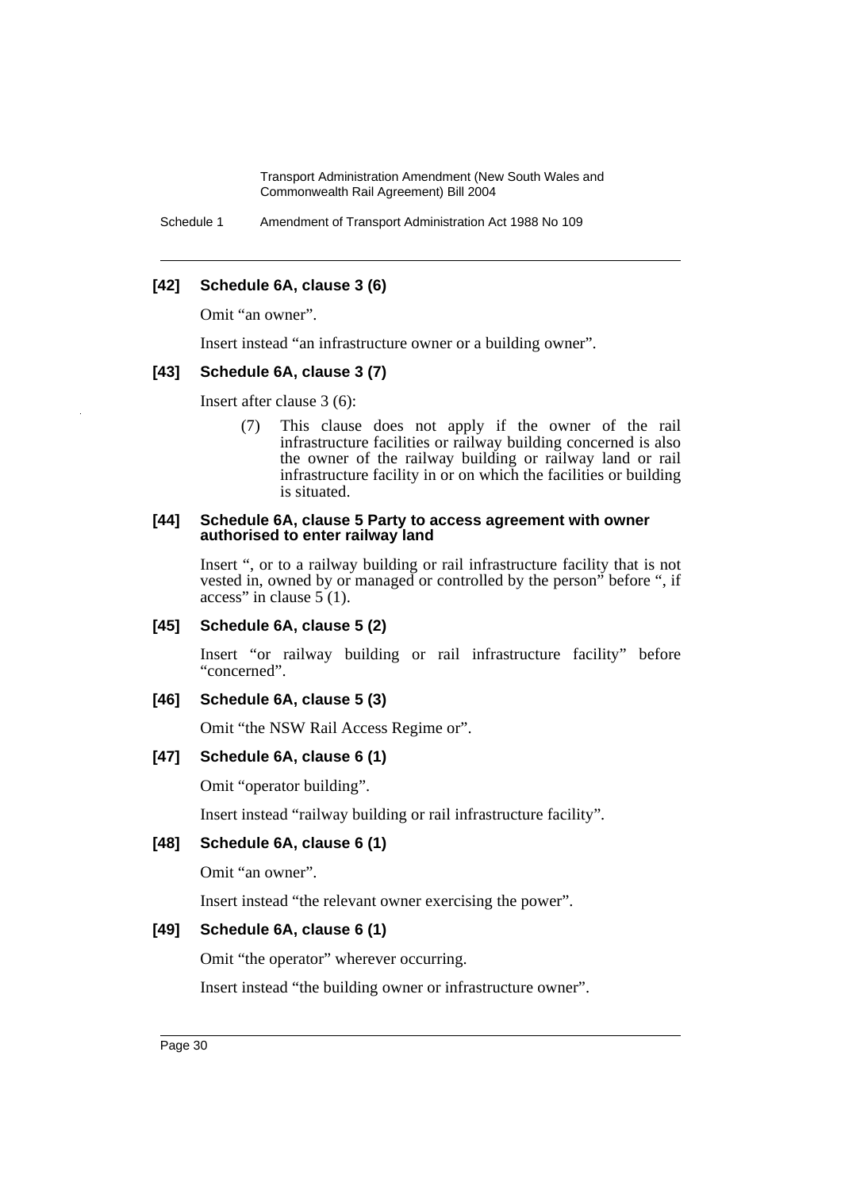### [42] Schedule 6A, clause 3 (6)

Omit "an owner".

Insert instead "an infrastructure owner or a building owner".

### [43] Schedule 6A, clause 3 (7)

Insert after clause 3 (6):

> (7) This clause does not apply if the owner of the rail infrastructure facilities or railway building concerned is also the owner of the railway building or railway land or rail infrastructure facility in or on which the facilities or building is situated.

### [44] Schedule 6A, clause 5 Party to access agreement with owner authorised to enter railway land

Insert ", or to a railway building or rail infrastructure facility that is not vested in, owned by or managed or controlled by the person" before ", if access" in clause 5 (1).

### [45] Schedule 6A, clause 5 (2)

Insert "or railway building or rail infrastructure facility" before "concerned".

### [46] Schedule 6A, clause 5 (3)

Omit "the NSW Rail Access Regime or".

### [47] Schedule 6A, clause 6 (1)

Omit "operator building".

Insert instead "railway building or rail infrastructure facility".

### [48] Schedule 6A, clause 6 (1)

Omit "an owner".

Insert instead "the relevant owner exercising the power".

### [49] Schedule 6A, clause 6 (1)

Omit "the operator" wherever occurring.

Insert instead "the building owner or infrastructure owner".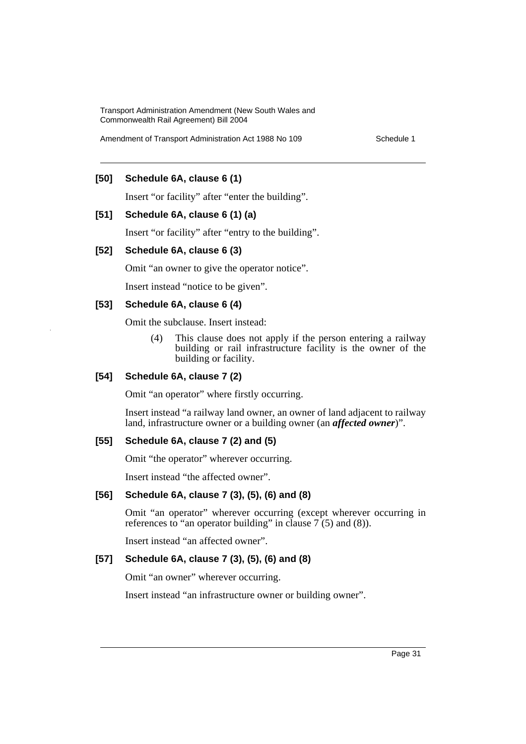### [50] Schedule 6A, clause 6 (1)

Insert "or facility" after "enter the building".

### [51] Schedule 6A, clause 6 (1) (a)

Insert "or facility" after "entry to the building".

### [52] Schedule 6A, clause 6 (3)

Omit "an owner to give the operator notice".

Insert instead "notice to be given".

### [53] Schedule 6A, clause 6 (4)

Omit the subclause. Insert instead:

> (4) This clause does not apply if the person entering a railway building or rail infrastructure facility is the owner of the building or facility.

### [54] Schedule 6A, clause 7 (2)

Omit "an operator" where firstly occurring.

Insert instead "a railway land owner, an owner of land adjacent to railway land, infrastructure owner or a building owner (an ***affected owner***)".

### [55] Schedule 6A, clause 7 (2) and (5)

Omit "the operator" wherever occurring.

Insert instead "the affected owner".

### [56] Schedule 6A, clause 7 (3), (5), (6) and (8)

Omit "an operator" wherever occurring (except wherever occurring in references to "an operator building" in clause 7 (5) and (8)).

Insert instead "an affected owner".

### [57] Schedule 6A, clause 7 (3), (5), (6) and (8)

Omit "an owner" wherever occurring.

Insert instead "an infrastructure owner or building owner".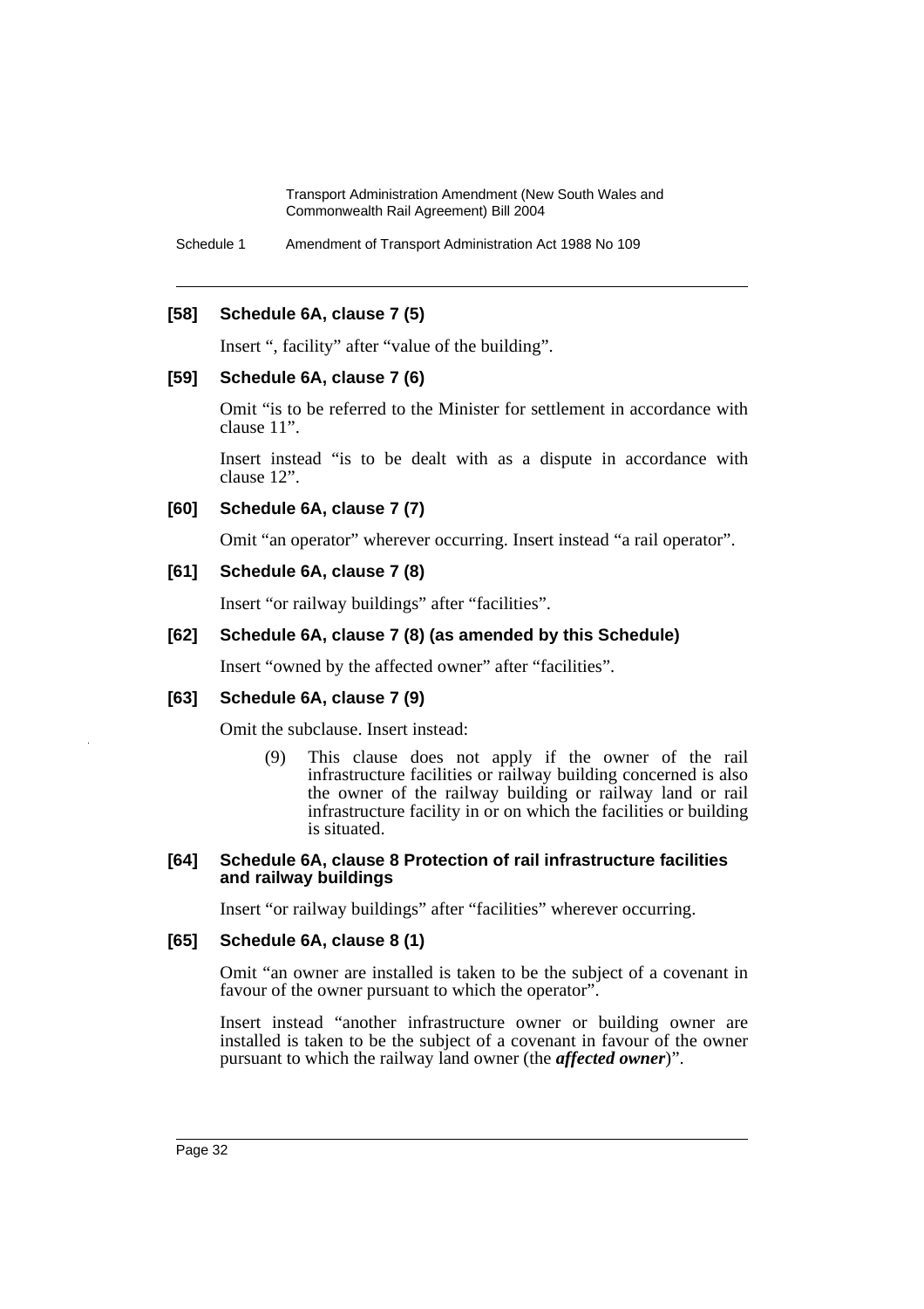**[58] Schedule 6A, clause 7 (5)**

Insert ", facility" after "value of the building".

**[59] Schedule 6A, clause 7 (6)**

Omit "is to be referred to the Minister for settlement in accordance with clause 11".

Insert instead "is to be dealt with as a dispute in accordance with clause 12".

**[60] Schedule 6A, clause 7 (7)**

Omit "an operator" wherever occurring. Insert instead "a rail operator".

**[61] Schedule 6A, clause 7 (8)**

Insert "or railway buildings" after "facilities".

**[62] Schedule 6A, clause 7 (8) (as amended by this Schedule)**

Insert "owned by the affected owner" after "facilities".

**[63] Schedule 6A, clause 7 (9)**

Omit the subclause. Insert instead:

> (9) This clause does not apply if the owner of the rail infrastructure facilities or railway building concerned is also the owner of the railway building or railway land or rail infrastructure facility in or on which the facilities or building is situated.

**[64] Schedule 6A, clause 8 Protection of rail infrastructure facilities and railway buildings**

Insert "or railway buildings" after "facilities" wherever occurring.

**[65] Schedule 6A, clause 8 (1)**

Omit "an owner are installed is taken to be the subject of a covenant in favour of the owner pursuant to which the operator".

Insert instead "another infrastructure owner or building owner are installed is taken to be the subject of a covenant in favour of the owner pursuant to which the railway land owner (the ***affected owner***)".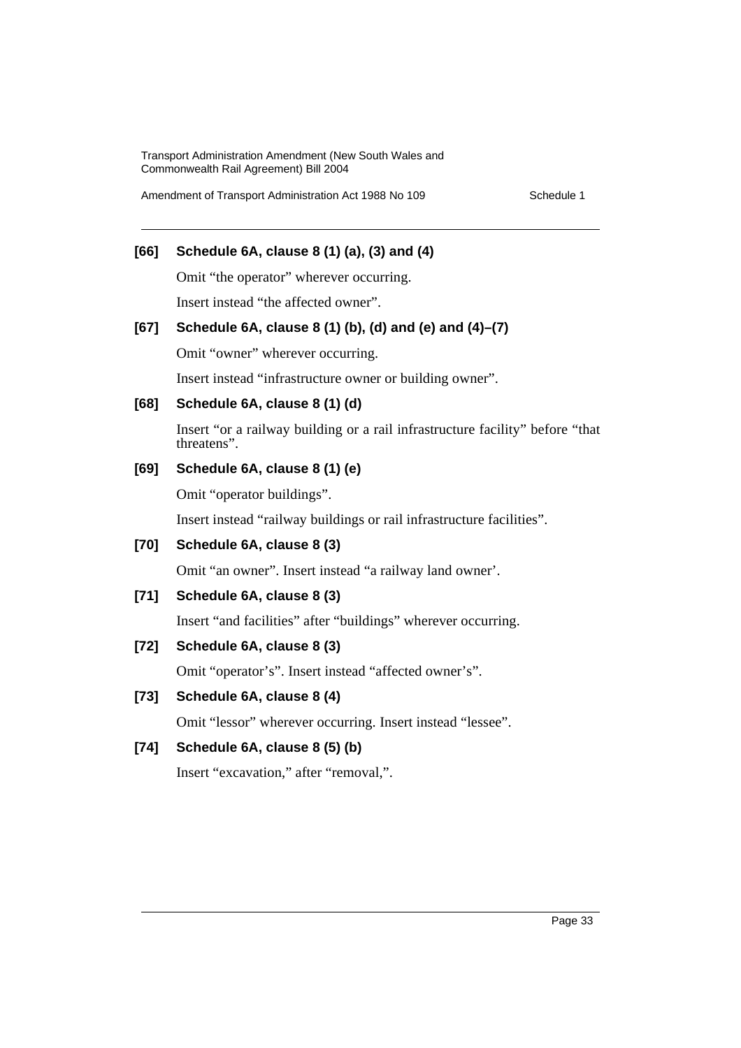**[66] Schedule 6A, clause 8 (1) (a), (3) and (4)**

Omit "the operator" wherever occurring.

Insert instead "the affected owner".

**[67] Schedule 6A, clause 8 (1) (b), (d) and (e) and (4)–(7)**

Omit "owner" wherever occurring.

Insert instead "infrastructure owner or building owner".

**[68] Schedule 6A, clause 8 (1) (d)**

Insert "or a railway building or a rail infrastructure facility" before "that threatens".

**[69] Schedule 6A, clause 8 (1) (e)**

Omit "operator buildings".

Insert instead "railway buildings or rail infrastructure facilities".

**[70] Schedule 6A, clause 8 (3)**

Omit "an owner". Insert instead "a railway land owner'.

**[71] Schedule 6A, clause 8 (3)**

Insert "and facilities" after "buildings" wherever occurring.

**[72] Schedule 6A, clause 8 (3)**

Omit "operator's". Insert instead "affected owner's".

**[73] Schedule 6A, clause 8 (4)**

Omit "lessor" wherever occurring. Insert instead "lessee".

**[74] Schedule 6A, clause 8 (5) (b)**

Insert "excavation," after "removal,".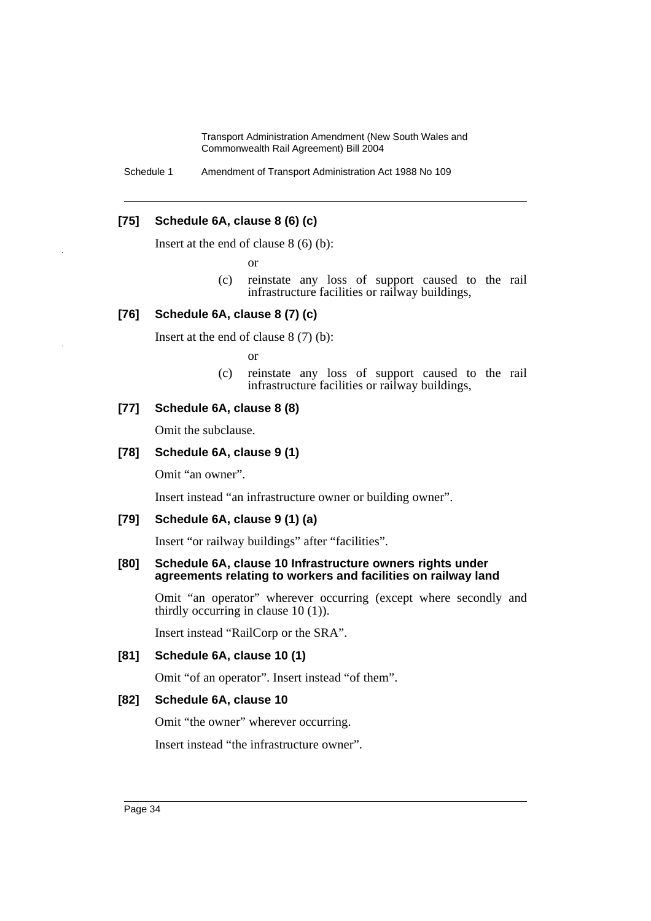### [75] Schedule 6A, clause 8 (6) (c)

Insert at the end of clause 8 (6) (b):

or

(c) reinstate any loss of support caused to the rail infrastructure facilities or railway buildings,

### [76] Schedule 6A, clause 8 (7) (c)

Insert at the end of clause 8 (7) (b):

or

(c) reinstate any loss of support caused to the rail infrastructure facilities or railway buildings,

### [77] Schedule 6A, clause 8 (8)

Omit the subclause.

### [78] Schedule 6A, clause 9 (1)

Omit "an owner".

Insert instead "an infrastructure owner or building owner".

### [79] Schedule 6A, clause 9 (1) (a)

Insert "or railway buildings" after "facilities".

### [80] Schedule 6A, clause 10 Infrastructure owners rights under agreements relating to workers and facilities on railway land

Omit "an operator" wherever occurring (except where secondly and thirdly occurring in clause 10 (1)).

Insert instead "RailCorp or the SRA".

### [81] Schedule 6A, clause 10 (1)

Omit "of an operator". Insert instead "of them".

### [82] Schedule 6A, clause 10

Omit "the owner" wherever occurring.

Insert instead "the infrastructure owner".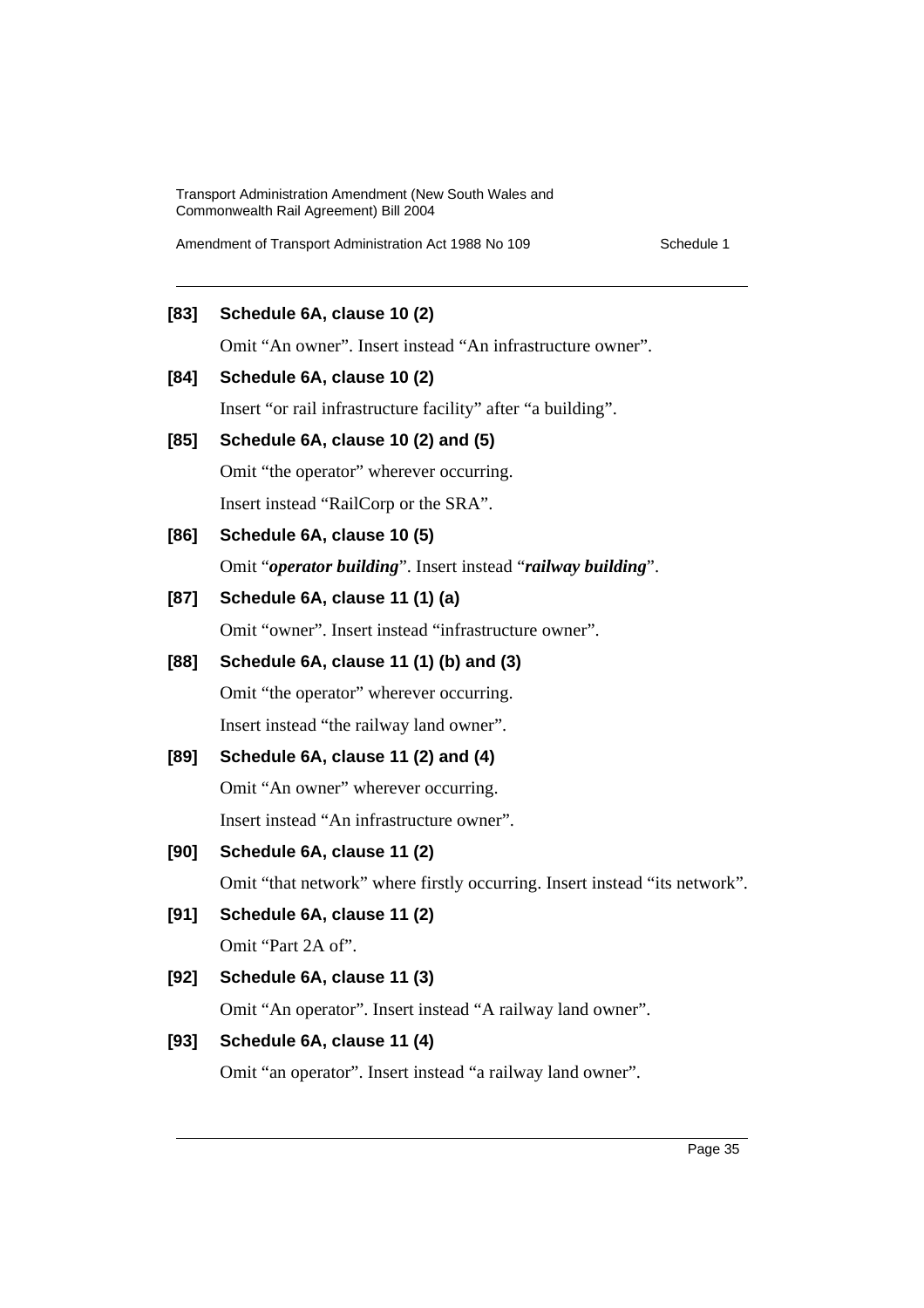**[83] Schedule 6A, clause 10 (2)**

Omit "An owner". Insert instead "An infrastructure owner".

**[84] Schedule 6A, clause 10 (2)**

Insert "or rail infrastructure facility" after "a building".

**[85] Schedule 6A, clause 10 (2) and (5)**

Omit "the operator" wherever occurring.

Insert instead "RailCorp or the SRA".

**[86] Schedule 6A, clause 10 (5)**

Omit "***operator building***". Insert instead "***railway building***".

**[87] Schedule 6A, clause 11 (1) (a)**

Omit "owner". Insert instead "infrastructure owner".

**[88] Schedule 6A, clause 11 (1) (b) and (3)**

Omit "the operator" wherever occurring.

Insert instead "the railway land owner".

**[89] Schedule 6A, clause 11 (2) and (4)**

Omit "An owner" wherever occurring.

Insert instead "An infrastructure owner".

**[90] Schedule 6A, clause 11 (2)**

Omit "that network" where firstly occurring. Insert instead "its network".

**[91] Schedule 6A, clause 11 (2)**

Omit "Part 2A of".

**[92] Schedule 6A, clause 11 (3)**

Omit "An operator". Insert instead "A railway land owner".

**[93] Schedule 6A, clause 11 (4)**

Omit "an operator". Insert instead "a railway land owner".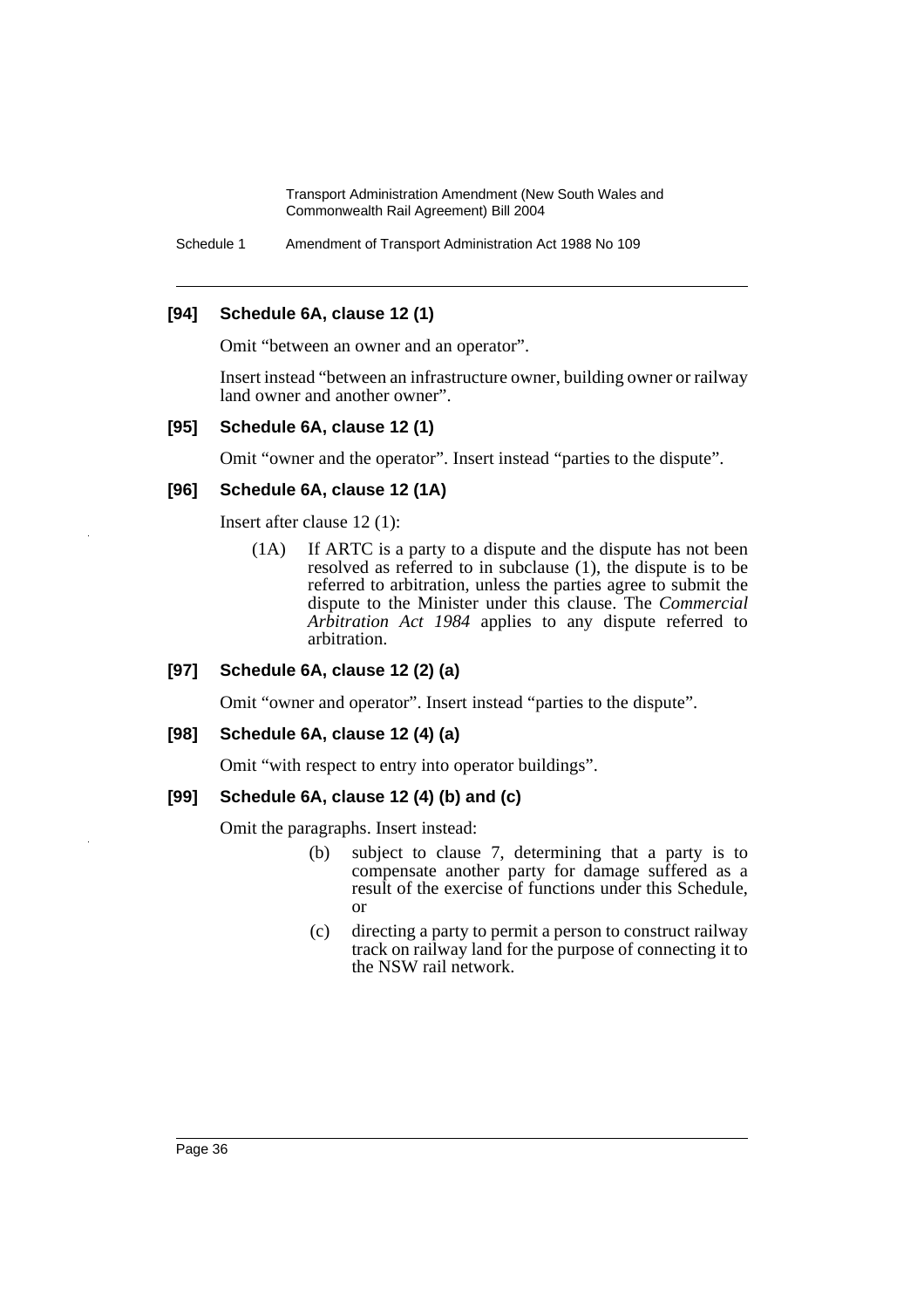### [94] Schedule 6A, clause 12 (1)

Omit "between an owner and an operator".

Insert instead "between an infrastructure owner, building owner or railway land owner and another owner".

### [95] Schedule 6A, clause 12 (1)

Omit "owner and the operator". Insert instead "parties to the dispute".

### [96] Schedule 6A, clause 12 (1A)

Insert after clause 12 (1):

> (1A) If ARTC is a party to a dispute and the dispute has not been resolved as referred to in subclause (1), the dispute is to be referred to arbitration, unless the parties agree to submit the dispute to the Minister under this clause. The *Commercial Arbitration Act 1984* applies to any dispute referred to arbitration.

### [97] Schedule 6A, clause 12 (2) (a)

Omit "owner and operator". Insert instead "parties to the dispute".

### [98] Schedule 6A, clause 12 (4) (a)

Omit "with respect to entry into operator buildings".

### [99] Schedule 6A, clause 12 (4) (b) and (c)

Omit the paragraphs. Insert instead:

> (b) subject to clause 7, determining that a party is to compensate another party for damage suffered as a result of the exercise of functions under this Schedule, or
>
> (c) directing a party to permit a person to construct railway track on railway land for the purpose of connecting it to the NSW rail network.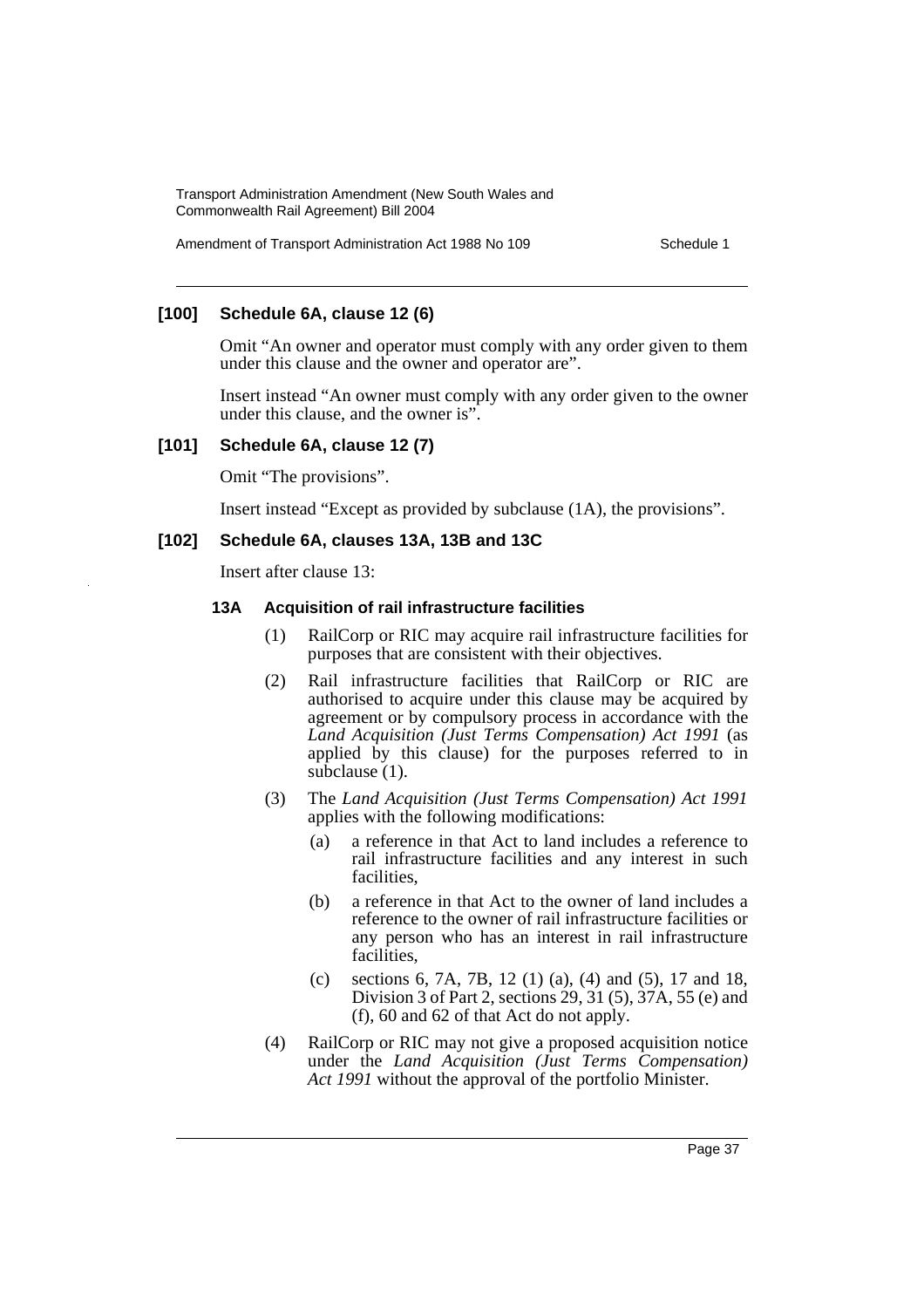### [100] Schedule 6A, clause 12 (6)

Omit "An owner and operator must comply with any order given to them under this clause and the owner and operator are".

Insert instead "An owner must comply with any order given to the owner under this clause, and the owner is".

### [101] Schedule 6A, clause 12 (7)

Omit "The provisions".

Insert instead "Except as provided by subclause (1A), the provisions".

### [102] Schedule 6A, clauses 13A, 13B and 13C

Insert after clause 13:

#### 13A Acquisition of rail infrastructure facilities

(1) RailCorp or RIC may acquire rail infrastructure facilities for purposes that are consistent with their objectives.

(2) Rail infrastructure facilities that RailCorp or RIC are authorised to acquire under this clause may be acquired by agreement or by compulsory process in accordance with the *Land Acquisition (Just Terms Compensation) Act 1991* (as applied by this clause) for the purposes referred to in subclause (1).

(3) The *Land Acquisition (Just Terms Compensation) Act 1991* applies with the following modifications:

(a) a reference in that Act to land includes a reference to rail infrastructure facilities and any interest in such facilities,

(b) a reference in that Act to the owner of land includes a reference to the owner of rail infrastructure facilities or any person who has an interest in rail infrastructure facilities,

(c) sections 6, 7A, 7B, 12 (1) (a), (4) and (5), 17 and 18, Division 3 of Part 2, sections 29, 31 (5), 37A, 55 (e) and (f), 60 and 62 of that Act do not apply.

(4) RailCorp or RIC may not give a proposed acquisition notice under the *Land Acquisition (Just Terms Compensation) Act 1991* without the approval of the portfolio Minister.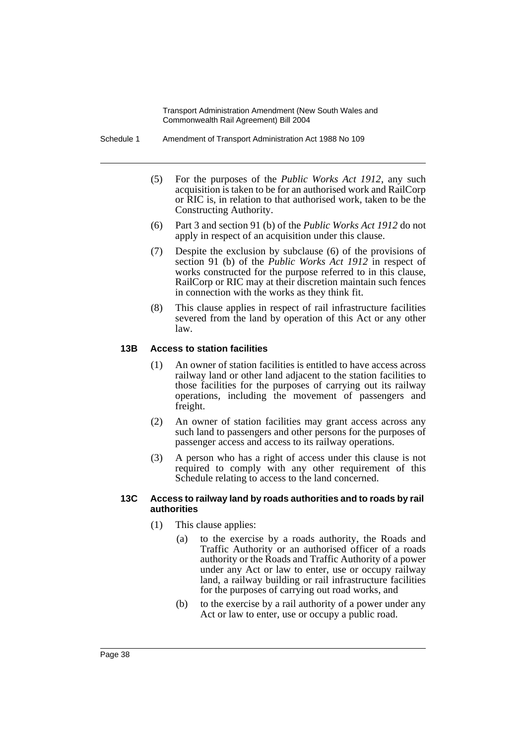(5) For the purposes of the *Public Works Act 1912*, any such acquisition is taken to be for an authorised work and RailCorp or RIC is, in relation to that authorised work, taken to be the Constructing Authority.

(6) Part 3 and section 91 (b) of the *Public Works Act 1912* do not apply in respect of an acquisition under this clause.

(7) Despite the exclusion by subclause (6) of the provisions of section 91 (b) of the *Public Works Act 1912* in respect of works constructed for the purpose referred to in this clause, RailCorp or RIC may at their discretion maintain such fences in connection with the works as they think fit.

(8) This clause applies in respect of rail infrastructure facilities severed from the land by operation of this Act or any other law.

**13B Access to station facilities**

(1) An owner of station facilities is entitled to have access across railway land or other land adjacent to the station facilities to those facilities for the purposes of carrying out its railway operations, including the movement of passengers and freight.

(2) An owner of station facilities may grant access across any such land to passengers and other persons for the purposes of passenger access and access to its railway operations.

(3) A person who has a right of access under this clause is not required to comply with any other requirement of this Schedule relating to access to the land concerned.

**13C Access to railway land by roads authorities and to roads by rail authorities**

(1) This clause applies:

(a) to the exercise by a roads authority, the Roads and Traffic Authority or an authorised officer of a roads authority or the Roads and Traffic Authority of a power under any Act or law to enter, use or occupy railway land, a railway building or rail infrastructure facilities for the purposes of carrying out road works, and

(b) to the exercise by a rail authority of a power under any Act or law to enter, use or occupy a public road.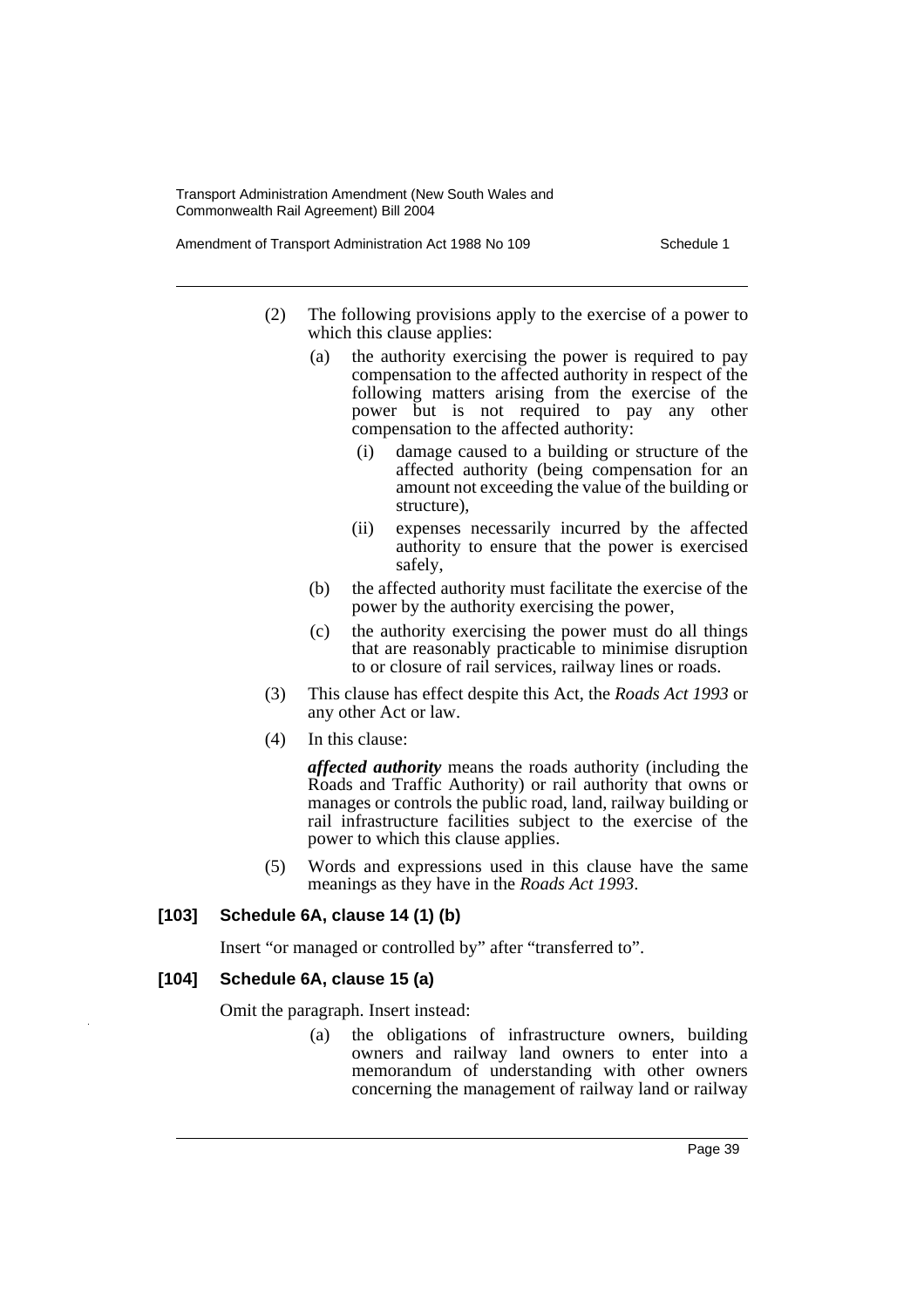(2) The following provisions apply to the exercise of a power to which this clause applies:

   (a) the authority exercising the power is required to pay compensation to the affected authority in respect of the following matters arising from the exercise of the power but is not required to pay any other compensation to the affected authority:

      (i) damage caused to a building or structure of the affected authority (being compensation for an amount not exceeding the value of the building or structure),

      (ii) expenses necessarily incurred by the affected authority to ensure that the power is exercised safely,

   (b) the affected authority must facilitate the exercise of the power by the authority exercising the power,

   (c) the authority exercising the power must do all things that are reasonably practicable to minimise disruption to or closure of rail services, railway lines or roads.

(3) This clause has effect despite this Act, the *Roads Act 1993* or any other Act or law.

(4) In this clause:

   ***affected authority*** means the roads authority (including the Roads and Traffic Authority) or rail authority that owns or manages or controls the public road, land, railway building or rail infrastructure facilities subject to the exercise of the power to which this clause applies.

(5) Words and expressions used in this clause have the same meanings as they have in the *Roads Act 1993*.

**[103] Schedule 6A, clause 14 (1) (b)**

Insert "or managed or controlled by" after "transferred to".

**[104] Schedule 6A, clause 15 (a)**

Omit the paragraph. Insert instead:

   (a) the obligations of infrastructure owners, building owners and railway land owners to enter into a memorandum of understanding with other owners concerning the management of railway land or railway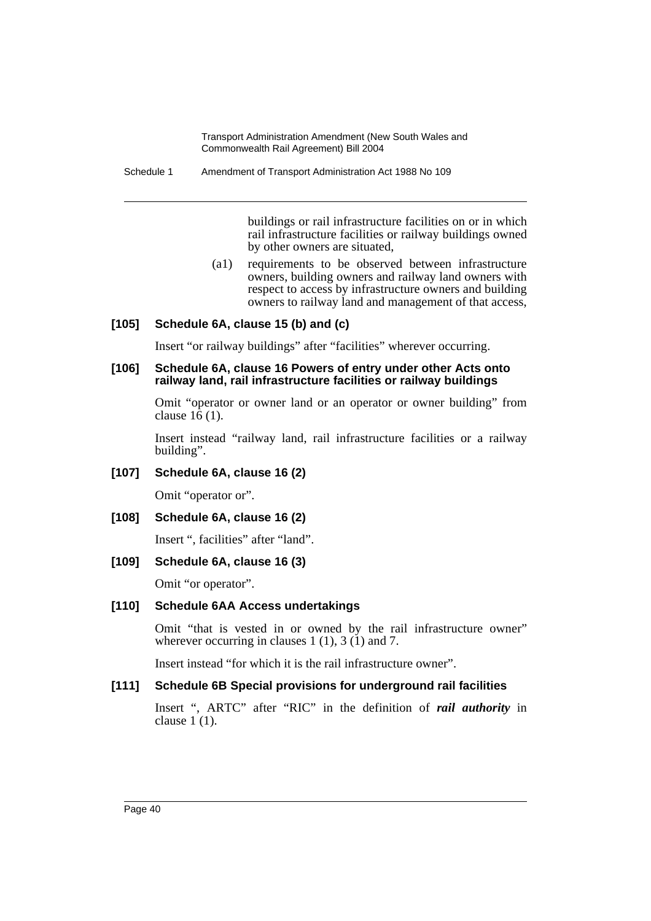buildings or rail infrastructure facilities on or in which rail infrastructure facilities or railway buildings owned by other owners are situated,

(a1) requirements to be observed between infrastructure owners, building owners and railway land owners with respect to access by infrastructure owners and building owners to railway land and management of that access,

### [105] Schedule 6A, clause 15 (b) and (c)

Insert "or railway buildings" after "facilities" wherever occurring.

### [106] Schedule 6A, clause 16 Powers of entry under other Acts onto railway land, rail infrastructure facilities or railway buildings

Omit "operator or owner land or an operator or owner building" from clause 16 (1).

Insert instead "railway land, rail infrastructure facilities or a railway building".

### [107] Schedule 6A, clause 16 (2)

Omit "operator or".

### [108] Schedule 6A, clause 16 (2)

Insert ", facilities" after "land".

### [109] Schedule 6A, clause 16 (3)

Omit "or operator".

### [110] Schedule 6AA Access undertakings

Omit "that is vested in or owned by the rail infrastructure owner" wherever occurring in clauses 1 (1), 3 (1) and 7.

Insert instead "for which it is the rail infrastructure owner".

### [111] Schedule 6B Special provisions for underground rail facilities

Insert ", ARTC" after "RIC" in the definition of ***rail authority*** in clause 1 (1).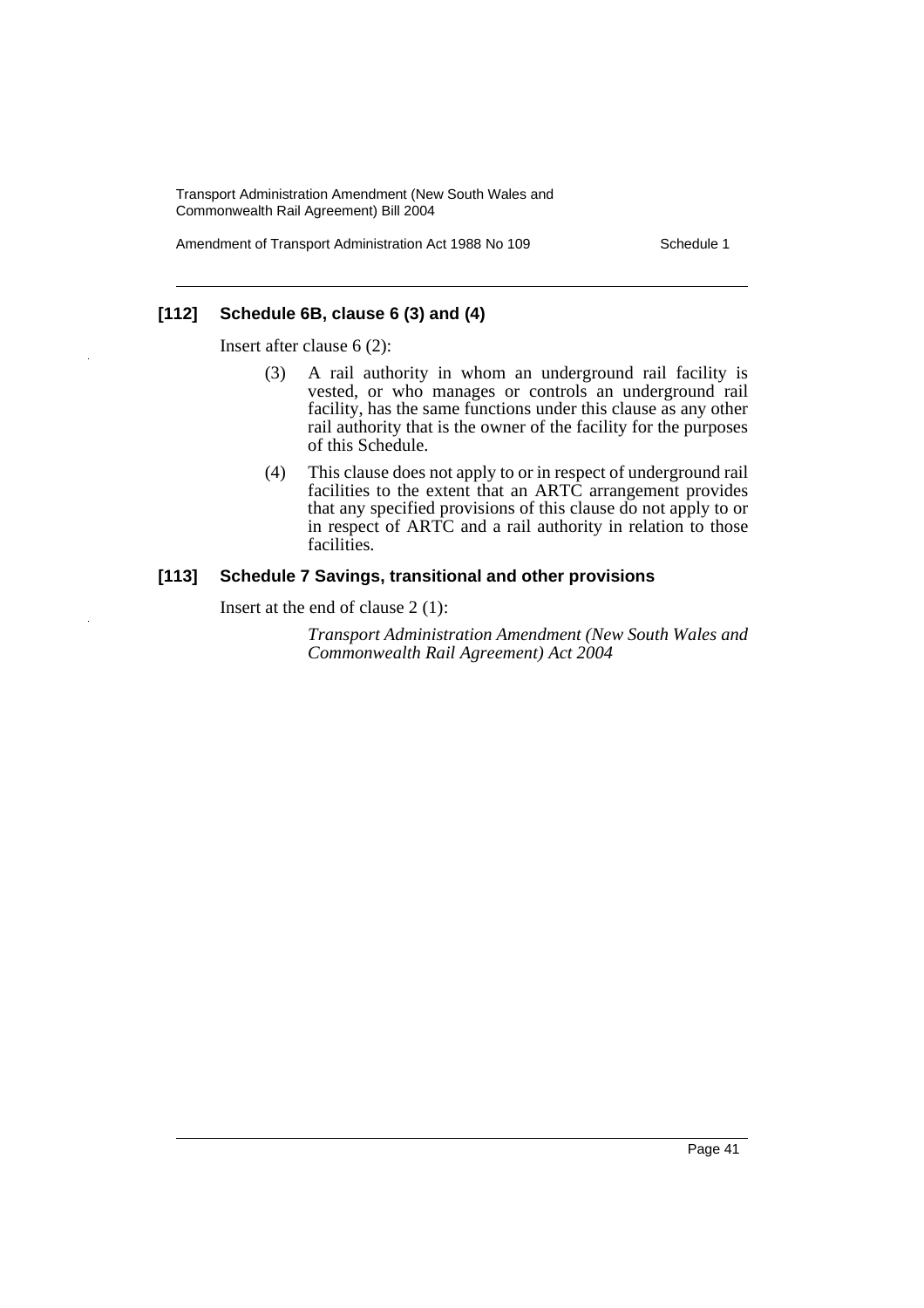### [112] Schedule 6B, clause 6 (3) and (4)

Insert after clause 6 (2):

> (3) A rail authority in whom an underground rail facility is vested, or who manages or controls an underground rail facility, has the same functions under this clause as any other rail authority that is the owner of the facility for the purposes of this Schedule.
>
> (4) This clause does not apply to or in respect of underground rail facilities to the extent that an ARTC arrangement provides that any specified provisions of this clause do not apply to or in respect of ARTC and a rail authority in relation to those facilities.

### [113] Schedule 7 Savings, transitional and other provisions

Insert at the end of clause 2 (1):

> *Transport Administration Amendment (New South Wales and Commonwealth Rail Agreement) Act 2004*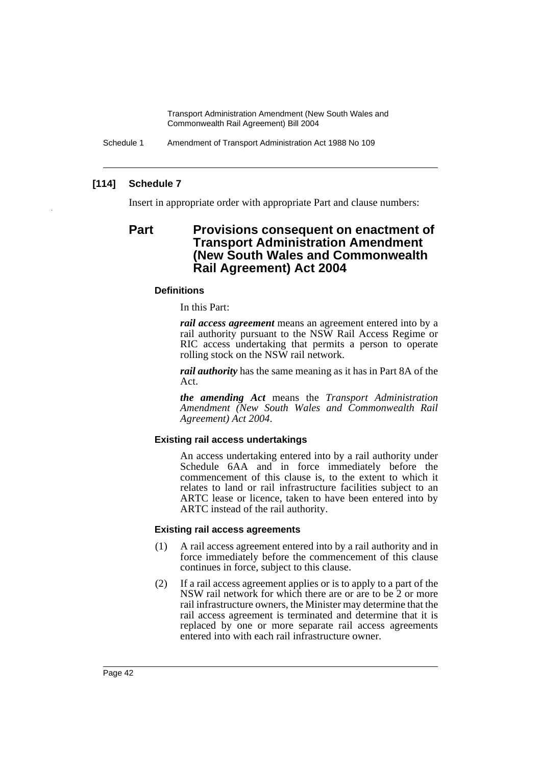**[114] Schedule 7**

Insert in appropriate order with appropriate Part and clause numbers:

## Part Provisions consequent on enactment of Transport Administration Amendment (New South Wales and Commonwealth Rail Agreement) Act 2004

### Definitions

In this Part:

***rail access agreement*** means an agreement entered into by a rail authority pursuant to the NSW Rail Access Regime or RIC access undertaking that permits a person to operate rolling stock on the NSW rail network.

***rail authority*** has the same meaning as it has in Part 8A of the Act.

***the amending Act*** means the *Transport Administration Amendment (New South Wales and Commonwealth Rail Agreement) Act 2004*.

### Existing rail access undertakings

An access undertaking entered into by a rail authority under Schedule 6AA and in force immediately before the commencement of this clause is, to the extent to which it relates to land or rail infrastructure facilities subject to an ARTC lease or licence, taken to have been entered into by ARTC instead of the rail authority.

### Existing rail access agreements

(1) A rail access agreement entered into by a rail authority and in force immediately before the commencement of this clause continues in force, subject to this clause.

(2) If a rail access agreement applies or is to apply to a part of the NSW rail network for which there are or are to be 2 or more rail infrastructure owners, the Minister may determine that the rail access agreement is terminated and determine that it is replaced by one or more separate rail access agreements entered into with each rail infrastructure owner.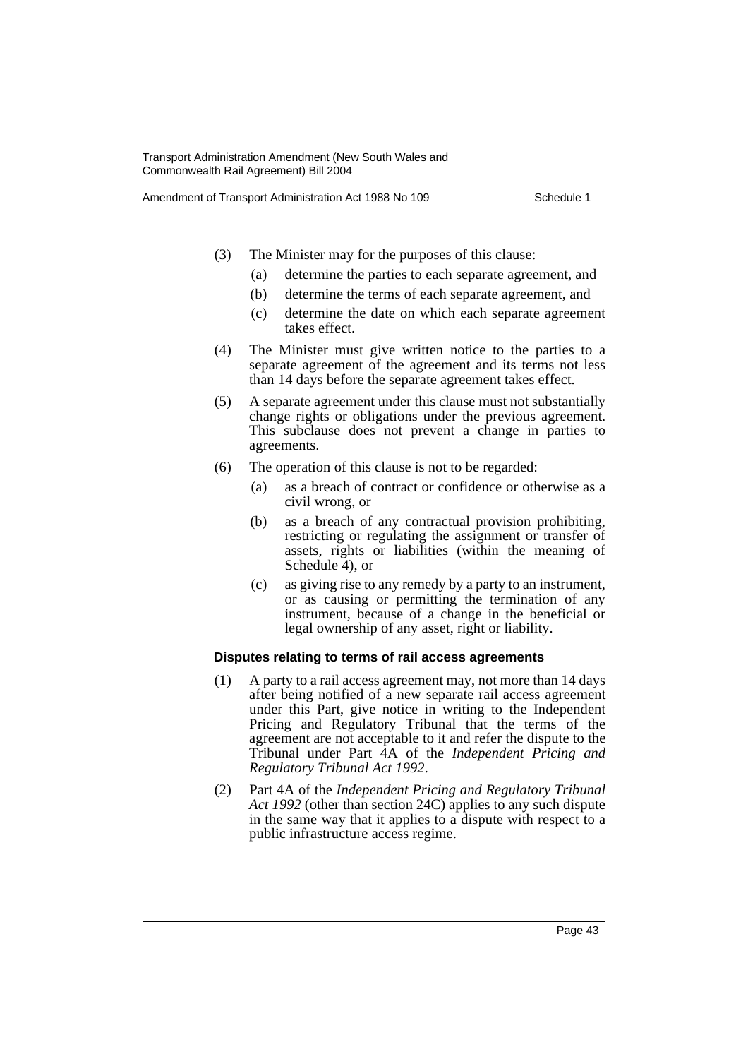(3) The Minister may for the purposes of this clause:

   (a) determine the parties to each separate agreement, and

   (b) determine the terms of each separate agreement, and

   (c) determine the date on which each separate agreement takes effect.

(4) The Minister must give written notice to the parties to a separate agreement of the agreement and its terms not less than 14 days before the separate agreement takes effect.

(5) A separate agreement under this clause must not substantially change rights or obligations under the previous agreement. This subclause does not prevent a change in parties to agreements.

(6) The operation of this clause is not to be regarded:

   (a) as a breach of contract or confidence or otherwise as a civil wrong, or

   (b) as a breach of any contractual provision prohibiting, restricting or regulating the assignment or transfer of assets, rights or liabilities (within the meaning of Schedule 4), or

   (c) as giving rise to any remedy by a party to an instrument, or as causing or permitting the termination of any instrument, because of a change in the beneficial or legal ownership of any asset, right or liability.

**Disputes relating to terms of rail access agreements**

(1) A party to a rail access agreement may, not more than 14 days after being notified of a new separate rail access agreement under this Part, give notice in writing to the Independent Pricing and Regulatory Tribunal that the terms of the agreement are not acceptable to it and refer the dispute to the Tribunal under Part 4A of the *Independent Pricing and Regulatory Tribunal Act 1992*.

(2) Part 4A of the *Independent Pricing and Regulatory Tribunal Act 1992* (other than section 24C) applies to any such dispute in the same way that it applies to a dispute with respect to a public infrastructure access regime.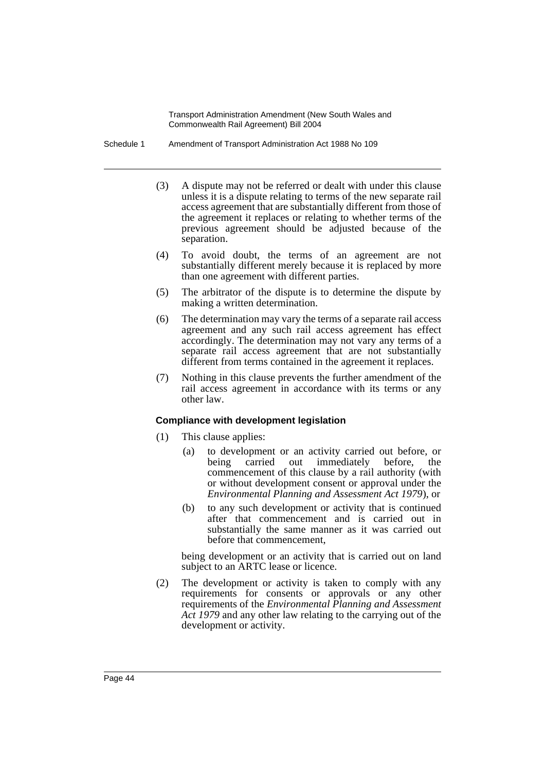(3) A dispute may not be referred or dealt with under this clause unless it is a dispute relating to terms of the new separate rail access agreement that are substantially different from those of the agreement it replaces or relating to whether terms of the previous agreement should be adjusted because of the separation.

(4) To avoid doubt, the terms of an agreement are not substantially different merely because it is replaced by more than one agreement with different parties.

(5) The arbitrator of the dispute is to determine the dispute by making a written determination.

(6) The determination may vary the terms of a separate rail access agreement and any such rail access agreement has effect accordingly. The determination may not vary any terms of a separate rail access agreement that are not substantially different from terms contained in the agreement it replaces.

(7) Nothing in this clause prevents the further amendment of the rail access agreement in accordance with its terms or any other law.

#### Compliance with development legislation

(1) This clause applies:

- (a) to development or an activity carried out before, or being carried out immediately before, the commencement of this clause by a rail authority (with or without development consent or approval under the *Environmental Planning and Assessment Act 1979*), or
- (b) to any such development or activity that is continued after that commencement and is carried out in substantially the same manner as it was carried out before that commencement,

being development or an activity that is carried out on land subject to an ARTC lease or licence.

(2) The development or activity is taken to comply with any requirements for consents or approvals or any other requirements of the *Environmental Planning and Assessment Act 1979* and any other law relating to the carrying out of the development or activity.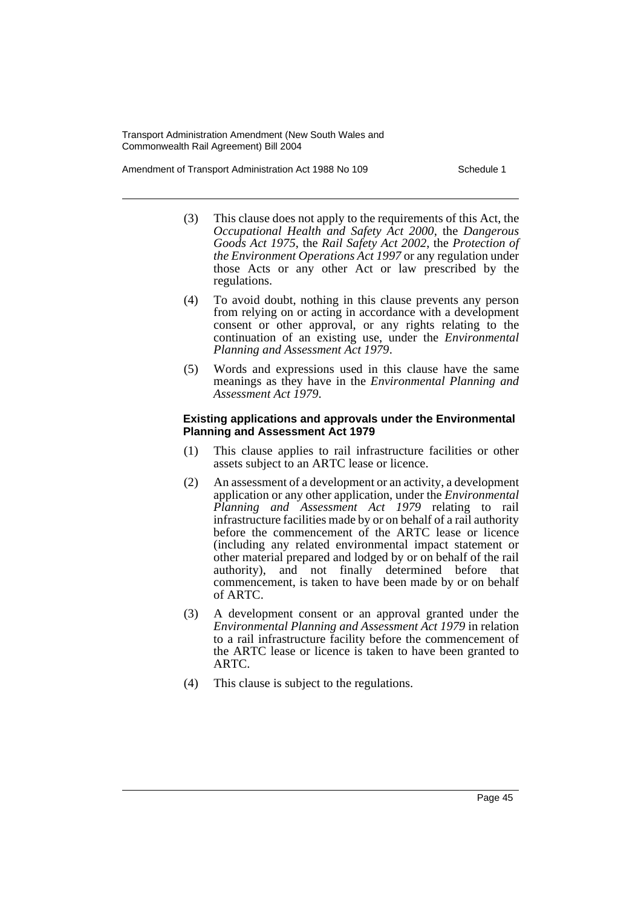(3) This clause does not apply to the requirements of this Act, the *Occupational Health and Safety Act 2000*, the *Dangerous Goods Act 1975*, the *Rail Safety Act 2002*, the *Protection of the Environment Operations Act 1997* or any regulation under those Acts or any other Act or law prescribed by the regulations.

(4) To avoid doubt, nothing in this clause prevents any person from relying on or acting in accordance with a development consent or other approval, or any rights relating to the continuation of an existing use, under the *Environmental Planning and Assessment Act 1979*.

(5) Words and expressions used in this clause have the same meanings as they have in the *Environmental Planning and Assessment Act 1979*.

**Existing applications and approvals under the Environmental Planning and Assessment Act 1979**

(1) This clause applies to rail infrastructure facilities or other assets subject to an ARTC lease or licence.

(2) An assessment of a development or an activity, a development application or any other application, under the *Environmental Planning and Assessment Act 1979* relating to rail infrastructure facilities made by or on behalf of a rail authority before the commencement of the ARTC lease or licence (including any related environmental impact statement or other material prepared and lodged by or on behalf of the rail authority), and not finally determined before that commencement, is taken to have been made by or on behalf of ARTC.

(3) A development consent or an approval granted under the *Environmental Planning and Assessment Act 1979* in relation to a rail infrastructure facility before the commencement of the ARTC lease or licence is taken to have been granted to ARTC.

(4) This clause is subject to the regulations.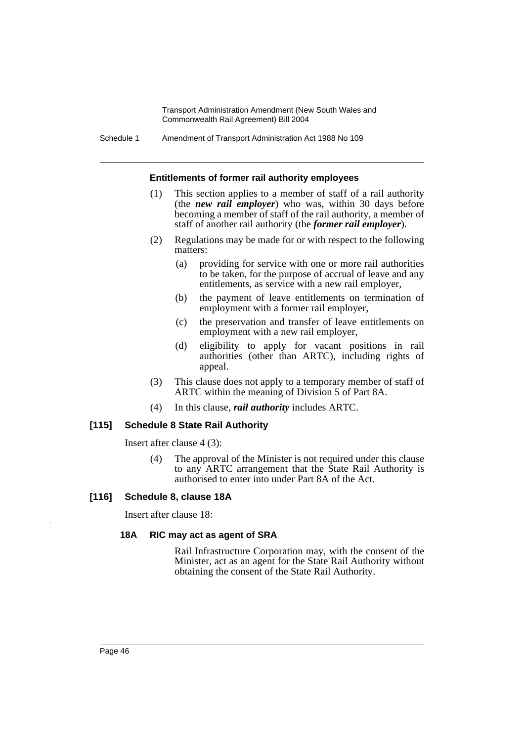#### Entitlements of former rail authority employees

(1) This section applies to a member of staff of a rail authority (the ***new rail employer***) who was, within 30 days before becoming a member of staff of the rail authority, a member of staff of another rail authority (the ***former rail employer***).

(2) Regulations may be made for or with respect to the following matters:

(a) providing for service with one or more rail authorities to be taken, for the purpose of accrual of leave and any entitlements, as service with a new rail employer,

(b) the payment of leave entitlements on termination of employment with a former rail employer,

(c) the preservation and transfer of leave entitlements on employment with a new rail employer,

(d) eligibility to apply for vacant positions in rail authorities (other than ARTC), including rights of appeal.

(3) This clause does not apply to a temporary member of staff of ARTC within the meaning of Division 5 of Part 8A.

(4) In this clause, ***rail authority*** includes ARTC.

### [115] Schedule 8 State Rail Authority

Insert after clause 4 (3):

(4) The approval of the Minister is not required under this clause to any ARTC arrangement that the State Rail Authority is authorised to enter into under Part 8A of the Act.

### [116] Schedule 8, clause 18A

Insert after clause 18:

#### 18A RIC may act as agent of SRA

Rail Infrastructure Corporation may, with the consent of the Minister, act as an agent for the State Rail Authority without obtaining the consent of the State Rail Authority.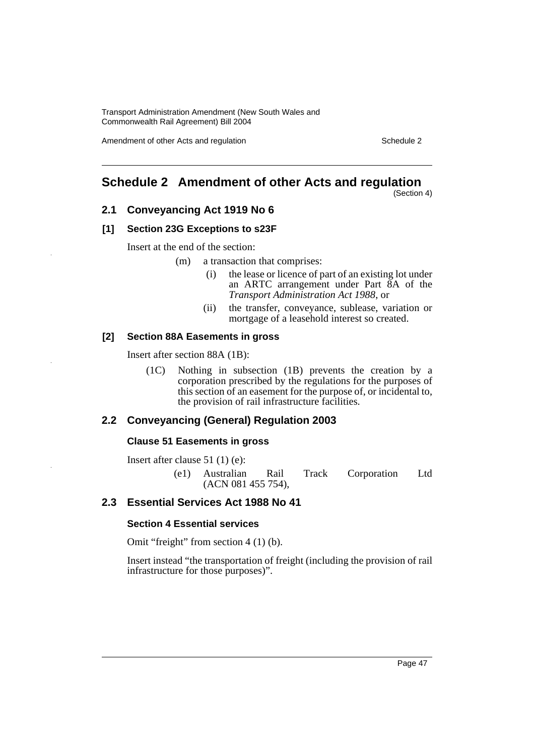# Schedule 2 Amendment of other Acts and regulation

(Section 4)

## 2.1 Conveyancing Act 1919 No 6

### [1] Section 23G Exceptions to s23F

Insert at the end of the section:

> (m) a transaction that comprises:
>
> (i) the lease or licence of part of an existing lot under an ARTC arrangement under Part 8A of the *Transport Administration Act 1988*, or
>
> (ii) the transfer, conveyance, sublease, variation or mortgage of a leasehold interest so created.

### [2] Section 88A Easements in gross

Insert after section 88A (1B):

> (1C) Nothing in subsection (1B) prevents the creation by a corporation prescribed by the regulations for the purposes of this section of an easement for the purpose of, or incidental to, the provision of rail infrastructure facilities.

## 2.2 Conveyancing (General) Regulation 2003

### Clause 51 Easements in gross

Insert after clause 51 (1) (e):

> (e1) Australian Rail Track Corporation Ltd (ACN 081 455 754),

## 2.3 Essential Services Act 1988 No 41

### Section 4 Essential services

Omit "freight" from section 4 (1) (b).

Insert instead "the transportation of freight (including the provision of rail infrastructure for those purposes)".